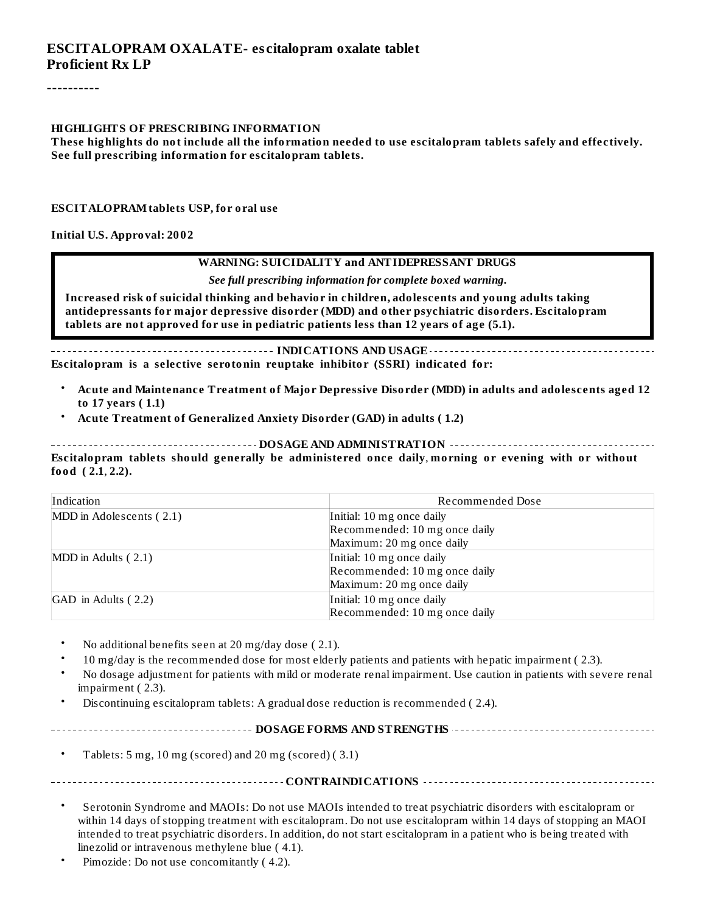# ESCITALOPRAM OXALATE- escitalopram oxalate tablet
**Proficient Rx LP**

----------

**HIGHLIGHTS OF PRESCRIBING INFORMATION**
**These highlights do not include all the information needed to use escitalopram tablets safely and effectively. See full prescribing information for escitalopram tablets.**

**ESCITALOPRAM tablets USP, for oral use**

**Initial U.S. Approval: 2002**

**WARNING: SUICIDALITY and ANTIDEPRESSANT DRUGS**

***See full prescribing information for complete boxed warning.***

**Increased risk of suicidal thinking and behavior in children, adolescents and young adults taking antidepressants for major depressive disorder (MDD) and other psychiatric disorders. Escitalopram tablets are not approved for use in pediatric patients less than 12 years of age (5.1).**

## INDICATIONS AND USAGE

**Escitalopram is a selective serotonin reuptake inhibitor (SSRI) indicated for:**

- **Acute and Maintenance Treatment of Major Depressive Disorder (MDD) in adults and adolescents aged 12 to 17 years ( 1.1)**
- **Acute Treatment of Generalized Anxiety Disorder (GAD) in adults ( 1.2)**

## DOSAGE AND ADMINISTRATION

**Escitalopram tablets should generally be administered once daily, morning or evening with or without food ( 2.1, 2.2).**

| Indication | Recommended Dose |
|---|---|
| MDD in Adolescents ( 2.1) | Initial: 10 mg once daily<br>Recommended: 10 mg once daily<br>Maximum: 20 mg once daily |
| MDD in Adults ( 2.1) | Initial: 10 mg once daily<br>Recommended: 10 mg once daily<br>Maximum: 20 mg once daily |
| GAD in Adults ( 2.2) | Initial: 10 mg once daily<br>Recommended: 10 mg once daily |

- No additional benefits seen at 20 mg/day dose ( 2.1).
- 10 mg/day is the recommended dose for most elderly patients and patients with hepatic impairment ( 2.3).
- No dosage adjustment for patients with mild or moderate renal impairment. Use caution in patients with severe renal impairment ( 2.3).
- Discontinuing escitalopram tablets: A gradual dose reduction is recommended ( 2.4).

## DOSAGE FORMS AND STRENGTHS

- Tablets: 5 mg, 10 mg (scored) and 20 mg (scored) ( 3.1)

## CONTRAINDICATIONS

- Serotonin Syndrome and MAOIs: Do not use MAOIs intended to treat psychiatric disorders with escitalopram or within 14 days of stopping treatment with escitalopram. Do not use escitalopram within 14 days of stopping an MAOI intended to treat psychiatric disorders. In addition, do not start escitalopram in a patient who is being treated with linezolid or intravenous methylene blue ( 4.1).
- Pimozide: Do not use concomitantly ( 4.2).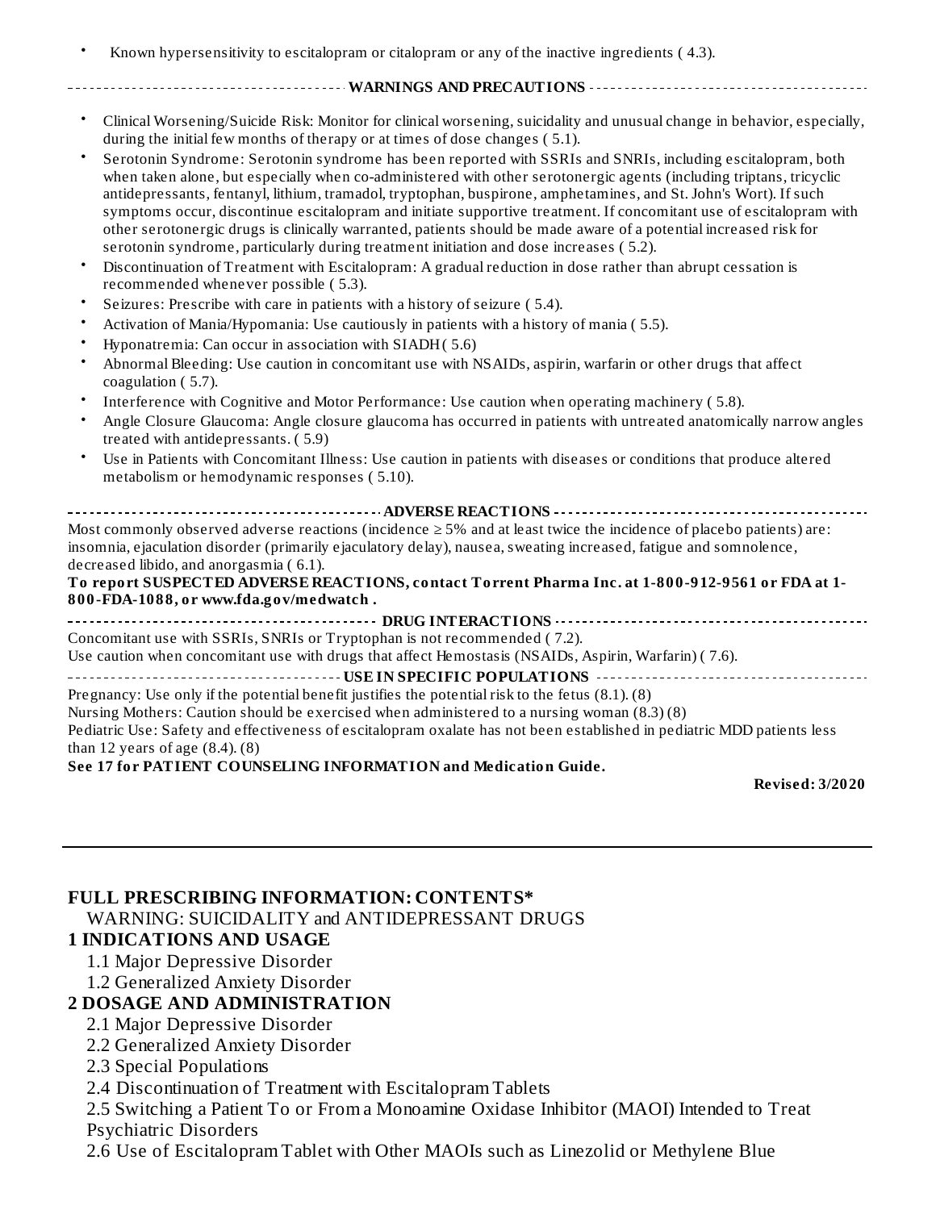- Known hypersensitivity to escitalopram or citalopram or any of the inactive ingredients ( 4.3).

## WARNINGS AND PRECAUTIONS

- Clinical Worsening/Suicide Risk: Monitor for clinical worsening, suicidality and unusual change in behavior, especially, during the initial few months of therapy or at times of dose changes ( 5.1).
- Serotonin Syndrome: Serotonin syndrome has been reported with SSRIs and SNRIs, including escitalopram, both when taken alone, but especially when co-administered with other serotonergic agents (including triptans, tricyclic antidepressants, fentanyl, lithium, tramadol, tryptophan, buspirone, amphetamines, and St. John's Wort). If such symptoms occur, discontinue escitalopram and initiate supportive treatment. If concomitant use of escitalopram with other serotonergic drugs is clinically warranted, patients should be made aware of a potential increased risk for serotonin syndrome, particularly during treatment initiation and dose increases ( 5.2).
- Discontinuation of Treatment with Escitalopram: A gradual reduction in dose rather than abrupt cessation is recommended whenever possible ( 5.3).
- Seizures: Prescribe with care in patients with a history of seizure ( 5.4).
- Activation of Mania/Hypomania: Use cautiously in patients with a history of mania ( 5.5).
- Hyponatremia: Can occur in association with SIADH ( 5.6)
- Abnormal Bleeding: Use caution in concomitant use with NSAIDs, aspirin, warfarin or other drugs that affect coagulation ( 5.7).
- Interference with Cognitive and Motor Performance: Use caution when operating machinery ( 5.8).
- Angle Closure Glaucoma: Angle closure glaucoma has occurred in patients with untreated anatomically narrow angles treated with antidepressants. ( 5.9)
- Use in Patients with Concomitant Illness: Use caution in patients with diseases or conditions that produce altered metabolism or hemodynamic responses ( 5.10).

## ADVERSE REACTIONS

Most commonly observed adverse reactions (incidence ≥ 5% and at least twice the incidence of placebo patients) are: insomnia, ejaculation disorder (primarily ejaculatory delay), nausea, sweating increased, fatigue and somnolence, decreased libido, and anorgasmia ( 6.1).

**To report SUSPECTED ADVERSE REACTIONS, contact Torrent Pharma Inc. at 1-800-912-9561 or FDA at 1-800-FDA-1088, or www.fda.gov/medwatch .**

## DRUG INTERACTIONS

Concomitant use with SSRIs, SNRIs or Tryptophan is not recommended ( 7.2).
Use caution when concomitant use with drugs that affect Hemostasis (NSAIDs, Aspirin, Warfarin) ( 7.6).

## USE IN SPECIFIC POPULATIONS

Pregnancy: Use only if the potential benefit justifies the potential risk to the fetus (8.1). (8)
Nursing Mothers: Caution should be exercised when administered to a nursing woman (8.3) (8)
Pediatric Use: Safety and effectiveness of escitalopram oxalate has not been established in pediatric MDD patients less than 12 years of age (8.4). (8)

**See 17 for PATIENT COUNSELING INFORMATION and Medication Guide.**

**Revised: 3/2020**

---

## FULL PRESCRIBING INFORMATION: CONTENTS*

WARNING: SUICIDALITY and ANTIDEPRESSANT DRUGS

**1 INDICATIONS AND USAGE**

1.1 Major Depressive Disorder
1.2 Generalized Anxiety Disorder

**2 DOSAGE AND ADMINISTRATION**

2.1 Major Depressive Disorder
2.2 Generalized Anxiety Disorder
2.3 Special Populations
2.4 Discontinuation of Treatment with Escitalopram Tablets
2.5 Switching a Patient To or From a Monoamine Oxidase Inhibitor (MAOI) Intended to Treat Psychiatric Disorders
2.6 Use of Escitalopram Tablet with Other MAOIs such as Linezolid or Methylene Blue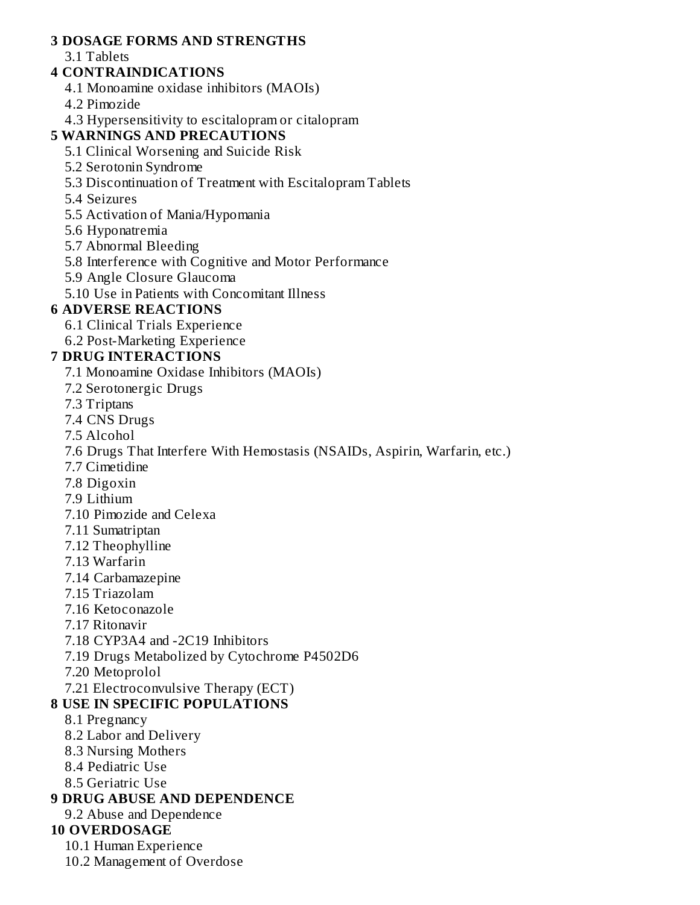**3 DOSAGE FORMS AND STRENGTHS**

- 3.1 Tablets

**4 CONTRAINDICATIONS**

- 4.1 Monoamine oxidase inhibitors (MAOIs)
- 4.2 Pimozide
- 4.3 Hypersensitivity to escitalopram or citalopram

**5 WARNINGS AND PRECAUTIONS**

- 5.1 Clinical Worsening and Suicide Risk
- 5.2 Serotonin Syndrome
- 5.3 Discontinuation of Treatment with Escitalopram Tablets
- 5.4 Seizures
- 5.5 Activation of Mania/Hypomania
- 5.6 Hyponatremia
- 5.7 Abnormal Bleeding
- 5.8 Interference with Cognitive and Motor Performance
- 5.9 Angle Closure Glaucoma
- 5.10 Use in Patients with Concomitant Illness

**6 ADVERSE REACTIONS**

- 6.1 Clinical Trials Experience
- 6.2 Post-Marketing Experience

**7 DRUG INTERACTIONS**

- 7.1 Monoamine Oxidase Inhibitors (MAOIs)
- 7.2 Serotonergic Drugs
- 7.3 Triptans
- 7.4 CNS Drugs
- 7.5 Alcohol
- 7.6 Drugs That Interfere With Hemostasis (NSAIDs, Aspirin, Warfarin, etc.)
- 7.7 Cimetidine
- 7.8 Digoxin
- 7.9 Lithium
- 7.10 Pimozide and Celexa
- 7.11 Sumatriptan
- 7.12 Theophylline
- 7.13 Warfarin
- 7.14 Carbamazepine
- 7.15 Triazolam
- 7.16 Ketoconazole
- 7.17 Ritonavir
- 7.18 CYP3A4 and -2C19 Inhibitors
- 7.19 Drugs Metabolized by Cytochrome P4502D6
- 7.20 Metoprolol
- 7.21 Electroconvulsive Therapy (ECT)

**8 USE IN SPECIFIC POPULATIONS**

- 8.1 Pregnancy
- 8.2 Labor and Delivery
- 8.3 Nursing Mothers
- 8.4 Pediatric Use
- 8.5 Geriatric Use

**9 DRUG ABUSE AND DEPENDENCE**

- 9.2 Abuse and Dependence

**10 OVERDOSAGE**

- 10.1 Human Experience
- 10.2 Management of Overdose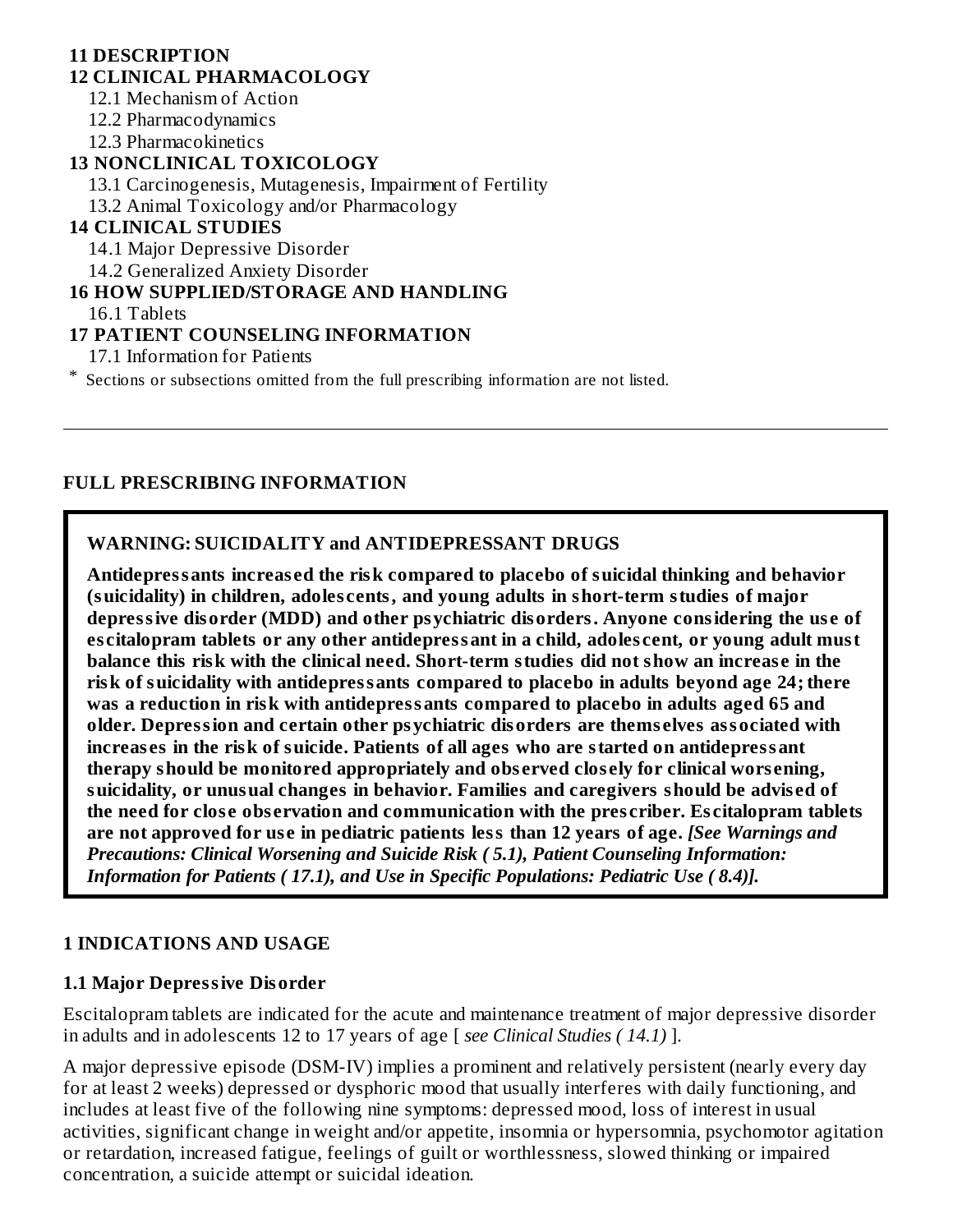**11 DESCRIPTION**

**12 CLINICAL PHARMACOLOGY**

12.1 Mechanism of Action

12.2 Pharmacodynamics

12.3 Pharmacokinetics

**13 NONCLINICAL TOXICOLOGY**

13.1 Carcinogenesis, Mutagenesis, Impairment of Fertility

13.2 Animal Toxicology and/or Pharmacology

**14 CLINICAL STUDIES**

14.1 Major Depressive Disorder

14.2 Generalized Anxiety Disorder

**16 HOW SUPPLIED/STORAGE AND HANDLING**

16.1 Tablets

**17 PATIENT COUNSELING INFORMATION**

17.1 Information for Patients

* Sections or subsections omitted from the full prescribing information are not listed.

---

## FULL PRESCRIBING INFORMATION

**WARNING: SUICIDALITY and ANTIDEPRESSANT DRUGS**

**Antidepressants increased the risk compared to placebo of suicidal thinking and behavior (suicidality) in children, adolescents, and young adults in short-term studies of major depressive disorder (MDD) and other psychiatric disorders. Anyone considering the use of escitalopram tablets or any other antidepressant in a child, adolescent, or young adult must balance this risk with the clinical need. Short-term studies did not show an increase in the risk of suicidality with antidepressants compared to placebo in adults beyond age 24; there was a reduction in risk with antidepressants compared to placebo in adults aged 65 and older. Depression and certain other psychiatric disorders are themselves associated with increases in the risk of suicide. Patients of all ages who are started on antidepressant therapy should be monitored appropriately and observed closely for clinical worsening, suicidality, or unusual changes in behavior. Families and caregivers should be advised of the need for close observation and communication with the prescriber. Escitalopram tablets are not approved for use in pediatric patients less than 12 years of age.** ***[See Warnings and Precautions: Clinical Worsening and Suicide Risk ( 5.1), Patient Counseling Information: Information for Patients ( 17.1), and Use in Specific Populations: Pediatric Use ( 8.4)].***

### 1 INDICATIONS AND USAGE

#### 1.1 Major Depressive Disorder

Escitalopram tablets are indicated for the acute and maintenance treatment of major depressive disorder in adults and in adolescents 12 to 17 years of age [ *see Clinical Studies ( 14.1)* ].

A major depressive episode (DSM-IV) implies a prominent and relatively persistent (nearly every day for at least 2 weeks) depressed or dysphoric mood that usually interferes with daily functioning, and includes at least five of the following nine symptoms: depressed mood, loss of interest in usual activities, significant change in weight and/or appetite, insomnia or hypersomnia, psychomotor agitation or retardation, increased fatigue, feelings of guilt or worthlessness, slowed thinking or impaired concentration, a suicide attempt or suicidal ideation.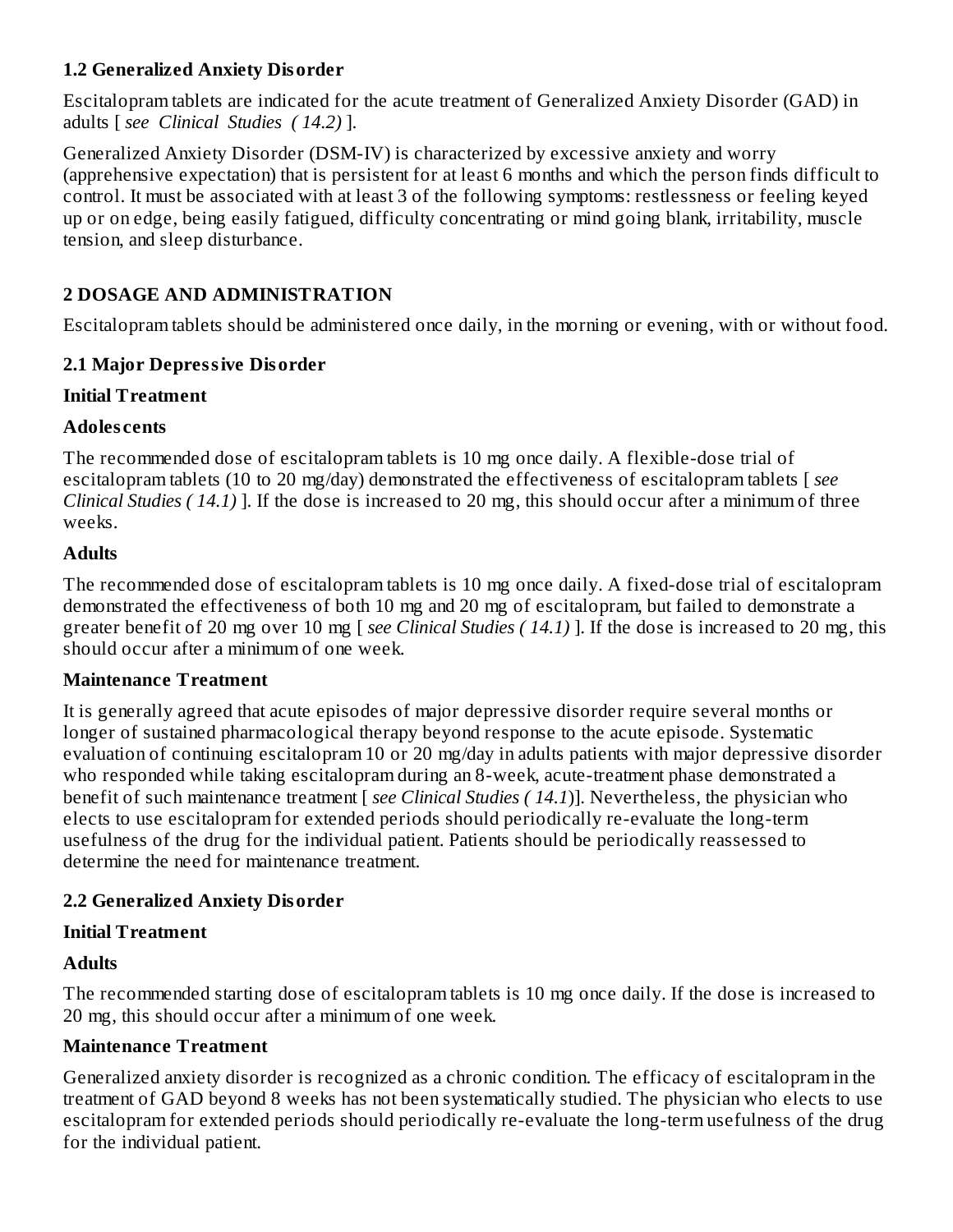### 1.2 Generalized Anxiety Disorder

Escitalopram tablets are indicated for the acute treatment of Generalized Anxiety Disorder (GAD) in adults [ *see Clinical Studies ( 14.2)* ].

Generalized Anxiety Disorder (DSM-IV) is characterized by excessive anxiety and worry (apprehensive expectation) that is persistent for at least 6 months and which the person finds difficult to control. It must be associated with at least 3 of the following symptoms: restlessness or feeling keyed up or on edge, being easily fatigued, difficulty concentrating or mind going blank, irritability, muscle tension, and sleep disturbance.

## 2 DOSAGE AND ADMINISTRATION

Escitalopram tablets should be administered once daily, in the morning or evening, with or without food.

### 2.1 Major Depressive Disorder

**Initial Treatment**

**Adolescents**

The recommended dose of escitalopram tablets is 10 mg once daily. A flexible-dose trial of escitalopram tablets (10 to 20 mg/day) demonstrated the effectiveness of escitalopram tablets [ *see Clinical Studies ( 14.1)* ]. If the dose is increased to 20 mg, this should occur after a minimum of three weeks.

**Adults**

The recommended dose of escitalopram tablets is 10 mg once daily. A fixed-dose trial of escitalopram demonstrated the effectiveness of both 10 mg and 20 mg of escitalopram, but failed to demonstrate a greater benefit of 20 mg over 10 mg [ *see Clinical Studies ( 14.1)* ]. If the dose is increased to 20 mg, this should occur after a minimum of one week.

**Maintenance Treatment**

It is generally agreed that acute episodes of major depressive disorder require several months or longer of sustained pharmacological therapy beyond response to the acute episode. Systematic evaluation of continuing escitalopram 10 or 20 mg/day in adults patients with major depressive disorder who responded while taking escitalopram during an 8-week, acute-treatment phase demonstrated a benefit of such maintenance treatment [ *see Clinical Studies ( 14.1*)]. Nevertheless, the physician who elects to use escitalopram for extended periods should periodically re-evaluate the long-term usefulness of the drug for the individual patient. Patients should be periodically reassessed to determine the need for maintenance treatment.

### 2.2 Generalized Anxiety Disorder

**Initial Treatment**

**Adults**

The recommended starting dose of escitalopram tablets is 10 mg once daily. If the dose is increased to 20 mg, this should occur after a minimum of one week.

**Maintenance Treatment**

Generalized anxiety disorder is recognized as a chronic condition. The efficacy of escitalopram in the treatment of GAD beyond 8 weeks has not been systematically studied. The physician who elects to use escitalopram for extended periods should periodically re-evaluate the long-term usefulness of the drug for the individual patient.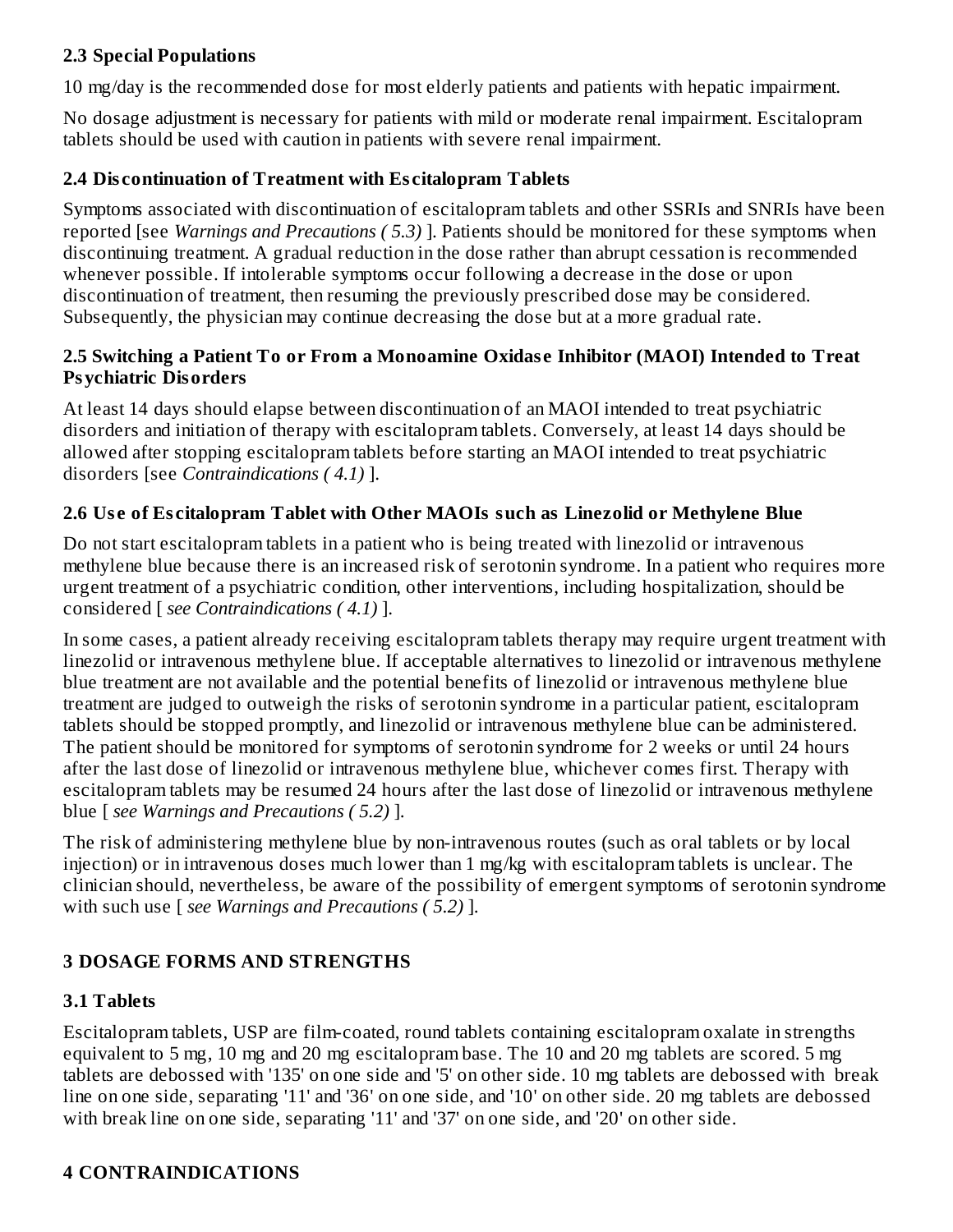### 2.3 Special Populations

10 mg/day is the recommended dose for most elderly patients and patients with hepatic impairment.

No dosage adjustment is necessary for patients with mild or moderate renal impairment. Escitalopram tablets should be used with caution in patients with severe renal impairment.

### 2.4 Discontinuation of Treatment with Escitalopram Tablets

Symptoms associated with discontinuation of escitalopram tablets and other SSRIs and SNRIs have been reported [see *Warnings and Precautions ( 5.3)* ]. Patients should be monitored for these symptoms when discontinuing treatment. A gradual reduction in the dose rather than abrupt cessation is recommended whenever possible. If intolerable symptoms occur following a decrease in the dose or upon discontinuation of treatment, then resuming the previously prescribed dose may be considered. Subsequently, the physician may continue decreasing the dose but at a more gradual rate.

### 2.5 Switching a Patient To or From a Monoamine Oxidase Inhibitor (MAOI) Intended to Treat Psychiatric Disorders

At least 14 days should elapse between discontinuation of an MAOI intended to treat psychiatric disorders and initiation of therapy with escitalopram tablets. Conversely, at least 14 days should be allowed after stopping escitalopram tablets before starting an MAOI intended to treat psychiatric disorders [see *Contraindications ( 4.1)* ].

### 2.6 Use of Escitalopram Tablet with Other MAOIs such as Linezolid or Methylene Blue

Do not start escitalopram tablets in a patient who is being treated with linezolid or intravenous methylene blue because there is an increased risk of serotonin syndrome. In a patient who requires more urgent treatment of a psychiatric condition, other interventions, including hospitalization, should be considered [ *see Contraindications ( 4.1)* ].

In some cases, a patient already receiving escitalopram tablets therapy may require urgent treatment with linezolid or intravenous methylene blue. If acceptable alternatives to linezolid or intravenous methylene blue treatment are not available and the potential benefits of linezolid or intravenous methylene blue treatment are judged to outweigh the risks of serotonin syndrome in a particular patient, escitalopram tablets should be stopped promptly, and linezolid or intravenous methylene blue can be administered. The patient should be monitored for symptoms of serotonin syndrome for 2 weeks or until 24 hours after the last dose of linezolid or intravenous methylene blue, whichever comes first. Therapy with escitalopram tablets may be resumed 24 hours after the last dose of linezolid or intravenous methylene blue [ *see Warnings and Precautions ( 5.2)* ].

The risk of administering methylene blue by non-intravenous routes (such as oral tablets or by local injection) or in intravenous doses much lower than 1 mg/kg with escitalopram tablets is unclear. The clinician should, nevertheless, be aware of the possibility of emergent symptoms of serotonin syndrome with such use [ *see Warnings and Precautions ( 5.2)* ].

## 3 DOSAGE FORMS AND STRENGTHS

### 3.1 Tablets

Escitalopram tablets, USP are film-coated, round tablets containing escitalopram oxalate in strengths equivalent to 5 mg, 10 mg and 20 mg escitalopram base. The 10 and 20 mg tablets are scored. 5 mg tablets are debossed with '135' on one side and '5' on other side. 10 mg tablets are debossed with break line on one side, separating '11' and '36' on one side, and '10' on other side. 20 mg tablets are debossed with break line on one side, separating '11' and '37' on one side, and '20' on other side.

## 4 CONTRAINDICATIONS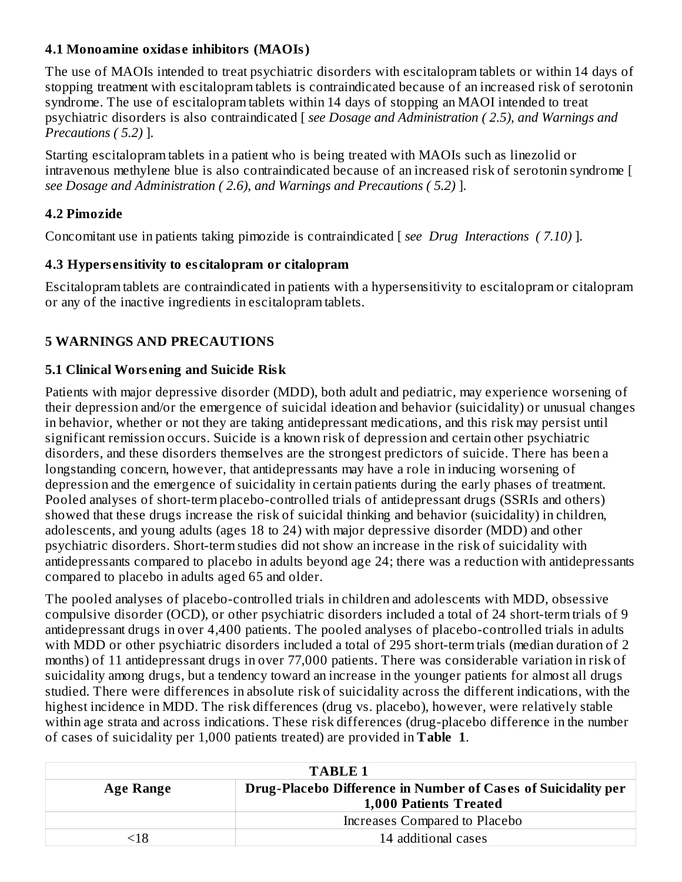### 4.1 Monoamine oxidase inhibitors (MAOIs)

The use of MAOIs intended to treat psychiatric disorders with escitalopram tablets or within 14 days of stopping treatment with escitalopram tablets is contraindicated because of an increased risk of serotonin syndrome. The use of escitalopram tablets within 14 days of stopping an MAOI intended to treat psychiatric disorders is also contraindicated [ *see Dosage and Administration ( 2.5), and Warnings and Precautions ( 5.2)* ].

Starting escitalopram tablets in a patient who is being treated with MAOIs such as linezolid or intravenous methylene blue is also contraindicated because of an increased risk of serotonin syndrome [ *see Dosage and Administration ( 2.6), and Warnings and Precautions ( 5.2)* ].

### 4.2 Pimozide

Concomitant use in patients taking pimozide is contraindicated [ *see Drug Interactions ( 7.10)* ].

### 4.3 Hypersensitivity to escitalopram or citalopram

Escitalopram tablets are contraindicated in patients with a hypersensitivity to escitalopram or citalopram or any of the inactive ingredients in escitalopram tablets.

## 5 WARNINGS AND PRECAUTIONS

### 5.1 Clinical Worsening and Suicide Risk

Patients with major depressive disorder (MDD), both adult and pediatric, may experience worsening of their depression and/or the emergence of suicidal ideation and behavior (suicidality) or unusual changes in behavior, whether or not they are taking antidepressant medications, and this risk may persist until significant remission occurs. Suicide is a known risk of depression and certain other psychiatric disorders, and these disorders themselves are the strongest predictors of suicide. There has been a longstanding concern, however, that antidepressants may have a role in inducing worsening of depression and the emergence of suicidality in certain patients during the early phases of treatment. Pooled analyses of short-term placebo-controlled trials of antidepressant drugs (SSRIs and others) showed that these drugs increase the risk of suicidal thinking and behavior (suicidality) in children, adolescents, and young adults (ages 18 to 24) with major depressive disorder (MDD) and other psychiatric disorders. Short-term studies did not show an increase in the risk of suicidality with antidepressants compared to placebo in adults beyond age 24; there was a reduction with antidepressants compared to placebo in adults aged 65 and older.

The pooled analyses of placebo-controlled trials in children and adolescents with MDD, obsessive compulsive disorder (OCD), or other psychiatric disorders included a total of 24 short-term trials of 9 antidepressant drugs in over 4,400 patients. The pooled analyses of placebo-controlled trials in adults with MDD or other psychiatric disorders included a total of 295 short-term trials (median duration of 2 months) of 11 antidepressant drugs in over 77,000 patients. There was considerable variation in risk of suicidality among drugs, but a tendency toward an increase in the younger patients for almost all drugs studied. There were differences in absolute risk of suicidality across the different indications, with the highest incidence in MDD. The risk differences (drug vs. placebo), however, were relatively stable within age strata and across indications. These risk differences (drug-placebo difference in the number of cases of suicidality per 1,000 patients treated) are provided in **Table 1**.

**TABLE 1**

| Age Range | Drug-Placebo Difference in Number of Cases of Suicidality per 1,000 Patients Treated |
|---|---|
| | Increases Compared to Placebo |
| <18 | 14 additional cases |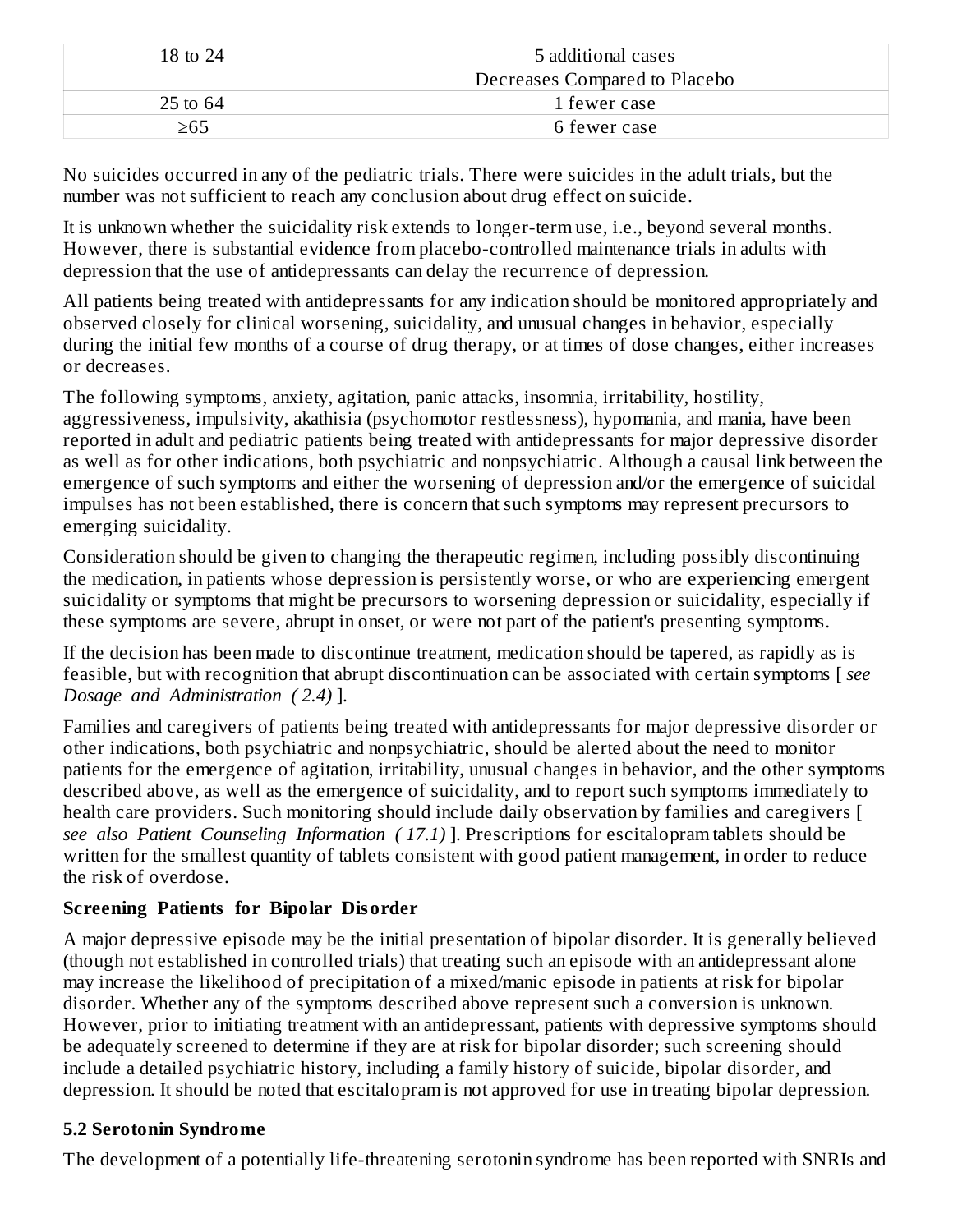| | |
|---|---|
| 18 to 24 | 5 additional cases |
| | Decreases Compared to Placebo |
| 25 to 64 | 1 fewer case |
| ≥65 | 6 fewer case |

No suicides occurred in any of the pediatric trials. There were suicides in the adult trials, but the number was not sufficient to reach any conclusion about drug effect on suicide.

It is unknown whether the suicidality risk extends to longer-term use, i.e., beyond several months. However, there is substantial evidence from placebo-controlled maintenance trials in adults with depression that the use of antidepressants can delay the recurrence of depression.

All patients being treated with antidepressants for any indication should be monitored appropriately and observed closely for clinical worsening, suicidality, and unusual changes in behavior, especially during the initial few months of a course of drug therapy, or at times of dose changes, either increases or decreases.

The following symptoms, anxiety, agitation, panic attacks, insomnia, irritability, hostility, aggressiveness, impulsivity, akathisia (psychomotor restlessness), hypomania, and mania, have been reported in adult and pediatric patients being treated with antidepressants for major depressive disorder as well as for other indications, both psychiatric and nonpsychiatric. Although a causal link between the emergence of such symptoms and either the worsening of depression and/or the emergence of suicidal impulses has not been established, there is concern that such symptoms may represent precursors to emerging suicidality.

Consideration should be given to changing the therapeutic regimen, including possibly discontinuing the medication, in patients whose depression is persistently worse, or who are experiencing emergent suicidality or symptoms that might be precursors to worsening depression or suicidality, especially if these symptoms are severe, abrupt in onset, or were not part of the patient's presenting symptoms.

If the decision has been made to discontinue treatment, medication should be tapered, as rapidly as is feasible, but with recognition that abrupt discontinuation can be associated with certain symptoms [ *see Dosage and Administration ( 2.4)* ].

Families and caregivers of patients being treated with antidepressants for major depressive disorder or other indications, both psychiatric and nonpsychiatric, should be alerted about the need to monitor patients for the emergence of agitation, irritability, unusual changes in behavior, and the other symptoms described above, as well as the emergence of suicidality, and to report such symptoms immediately to health care providers. Such monitoring should include daily observation by families and caregivers [ *see also Patient Counseling Information ( 17.1)* ]. Prescriptions for escitalopram tablets should be written for the smallest quantity of tablets consistent with good patient management, in order to reduce the risk of overdose.

**Screening Patients for Bipolar Disorder**

A major depressive episode may be the initial presentation of bipolar disorder. It is generally believed (though not established in controlled trials) that treating such an episode with an antidepressant alone may increase the likelihood of precipitation of a mixed/manic episode in patients at risk for bipolar disorder. Whether any of the symptoms described above represent such a conversion is unknown. However, prior to initiating treatment with an antidepressant, patients with depressive symptoms should be adequately screened to determine if they are at risk for bipolar disorder; such screening should include a detailed psychiatric history, including a family history of suicide, bipolar disorder, and depression. It should be noted that escitalopram is not approved for use in treating bipolar depression.

### 5.2 Serotonin Syndrome

The development of a potentially life-threatening serotonin syndrome has been reported with SNRIs and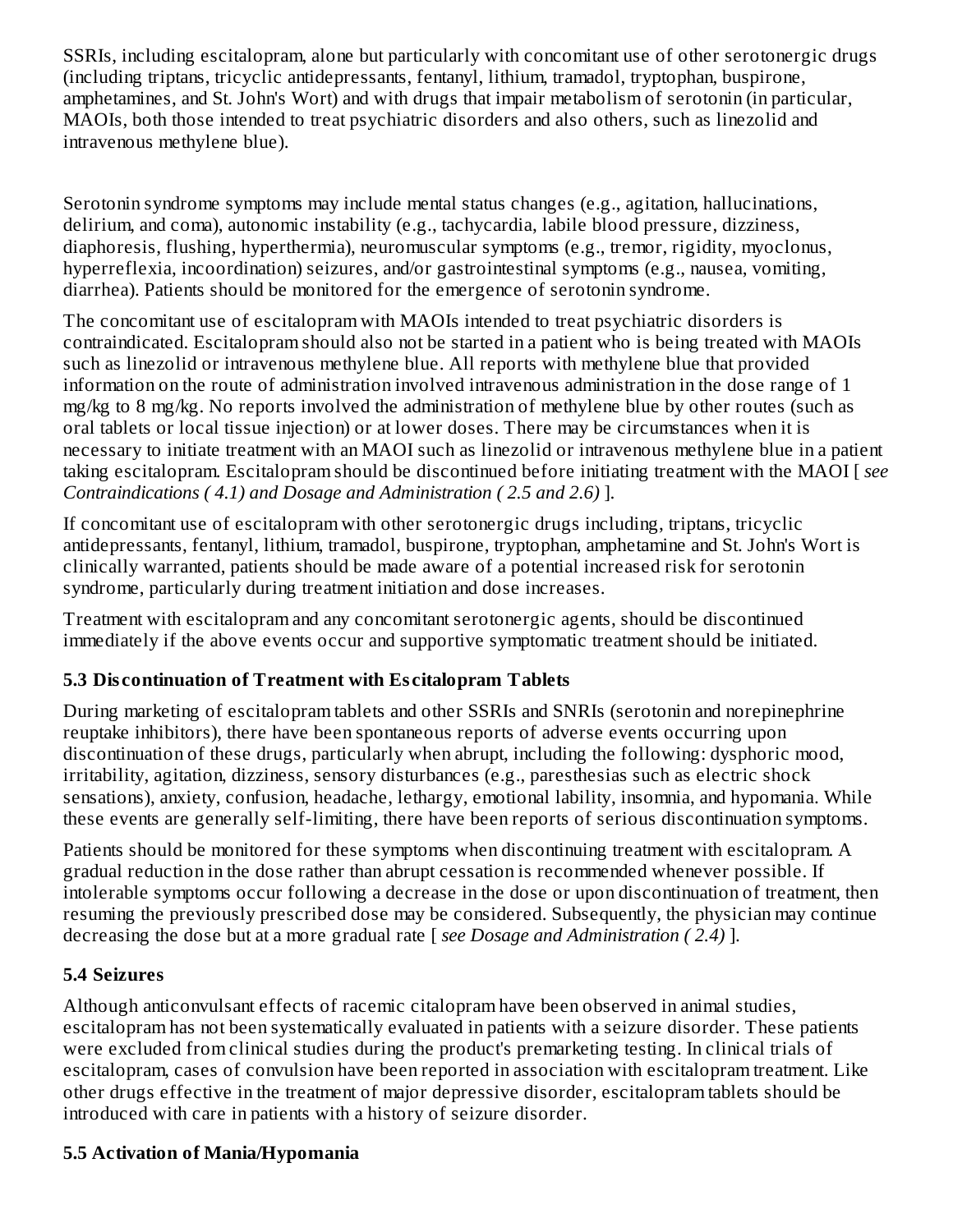SSRIs, including escitalopram, alone but particularly with concomitant use of other serotonergic drugs (including triptans, tricyclic antidepressants, fentanyl, lithium, tramadol, tryptophan, buspirone, amphetamines, and St. John's Wort) and with drugs that impair metabolism of serotonin (in particular, MAOIs, both those intended to treat psychiatric disorders and also others, such as linezolid and intravenous methylene blue).

Serotonin syndrome symptoms may include mental status changes (e.g., agitation, hallucinations, delirium, and coma), autonomic instability (e.g., tachycardia, labile blood pressure, dizziness, diaphoresis, flushing, hyperthermia), neuromuscular symptoms (e.g., tremor, rigidity, myoclonus, hyperreflexia, incoordination) seizures, and/or gastrointestinal symptoms (e.g., nausea, vomiting, diarrhea). Patients should be monitored for the emergence of serotonin syndrome.

The concomitant use of escitalopram with MAOIs intended to treat psychiatric disorders is contraindicated. Escitalopram should also not be started in a patient who is being treated with MAOIs such as linezolid or intravenous methylene blue. All reports with methylene blue that provided information on the route of administration involved intravenous administration in the dose range of 1 mg/kg to 8 mg/kg. No reports involved the administration of methylene blue by other routes (such as oral tablets or local tissue injection) or at lower doses. There may be circumstances when it is necessary to initiate treatment with an MAOI such as linezolid or intravenous methylene blue in a patient taking escitalopram. Escitalopram should be discontinued before initiating treatment with the MAOI [ *see Contraindications ( 4.1) and Dosage and Administration ( 2.5 and 2.6)* ].

If concomitant use of escitalopram with other serotonergic drugs including, triptans, tricyclic antidepressants, fentanyl, lithium, tramadol, buspirone, tryptophan, amphetamine and St. John's Wort is clinically warranted, patients should be made aware of a potential increased risk for serotonin syndrome, particularly during treatment initiation and dose increases.

Treatment with escitalopram and any concomitant serotonergic agents, should be discontinued immediately if the above events occur and supportive symptomatic treatment should be initiated.

### 5.3 Discontinuation of Treatment with Escitalopram Tablets

During marketing of escitalopram tablets and other SSRIs and SNRIs (serotonin and norepinephrine reuptake inhibitors), there have been spontaneous reports of adverse events occurring upon discontinuation of these drugs, particularly when abrupt, including the following: dysphoric mood, irritability, agitation, dizziness, sensory disturbances (e.g., paresthesias such as electric shock sensations), anxiety, confusion, headache, lethargy, emotional lability, insomnia, and hypomania. While these events are generally self-limiting, there have been reports of serious discontinuation symptoms.

Patients should be monitored for these symptoms when discontinuing treatment with escitalopram. A gradual reduction in the dose rather than abrupt cessation is recommended whenever possible. If intolerable symptoms occur following a decrease in the dose or upon discontinuation of treatment, then resuming the previously prescribed dose may be considered. Subsequently, the physician may continue decreasing the dose but at a more gradual rate [ *see Dosage and Administration ( 2.4)* ].

### 5.4 Seizures

Although anticonvulsant effects of racemic citalopram have been observed in animal studies, escitalopram has not been systematically evaluated in patients with a seizure disorder. These patients were excluded from clinical studies during the product's premarketing testing. In clinical trials of escitalopram, cases of convulsion have been reported in association with escitalopram treatment. Like other drugs effective in the treatment of major depressive disorder, escitalopram tablets should be introduced with care in patients with a history of seizure disorder.

### 5.5 Activation of Mania/Hypomania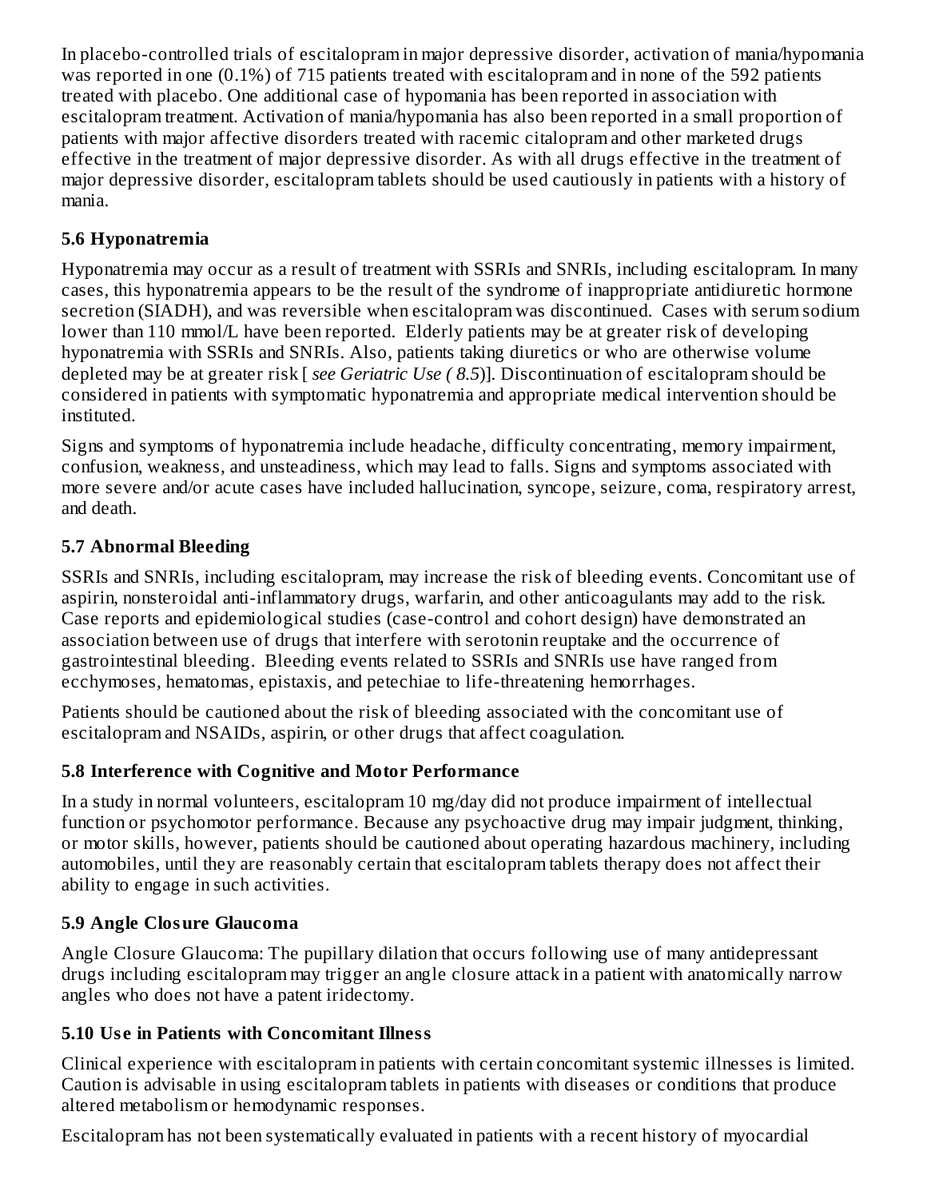In placebo-controlled trials of escitalopram in major depressive disorder, activation of mania/hypomania was reported in one (0.1%) of 715 patients treated with escitalopram and in none of the 592 patients treated with placebo. One additional case of hypomania has been reported in association with escitalopram treatment. Activation of mania/hypomania has also been reported in a small proportion of patients with major affective disorders treated with racemic citalopram and other marketed drugs effective in the treatment of major depressive disorder. As with all drugs effective in the treatment of major depressive disorder, escitalopram tablets should be used cautiously in patients with a history of mania.

### 5.6 Hyponatremia

Hyponatremia may occur as a result of treatment with SSRIs and SNRIs, including escitalopram. In many cases, this hyponatremia appears to be the result of the syndrome of inappropriate antidiuretic hormone secretion (SIADH), and was reversible when escitalopram was discontinued. Cases with serum sodium lower than 110 mmol/L have been reported. Elderly patients may be at greater risk of developing hyponatremia with SSRIs and SNRIs. Also, patients taking diuretics or who are otherwise volume depleted may be at greater risk [ *see Geriatric Use ( 8.5*)]. Discontinuation of escitalopram should be considered in patients with symptomatic hyponatremia and appropriate medical intervention should be instituted.

Signs and symptoms of hyponatremia include headache, difficulty concentrating, memory impairment, confusion, weakness, and unsteadiness, which may lead to falls. Signs and symptoms associated with more severe and/or acute cases have included hallucination, syncope, seizure, coma, respiratory arrest, and death.

### 5.7 Abnormal Bleeding

SSRIs and SNRIs, including escitalopram, may increase the risk of bleeding events. Concomitant use of aspirin, nonsteroidal anti-inflammatory drugs, warfarin, and other anticoagulants may add to the risk. Case reports and epidemiological studies (case-control and cohort design) have demonstrated an association between use of drugs that interfere with serotonin reuptake and the occurrence of gastrointestinal bleeding. Bleeding events related to SSRIs and SNRIs use have ranged from ecchymoses, hematomas, epistaxis, and petechiae to life-threatening hemorrhages.

Patients should be cautioned about the risk of bleeding associated with the concomitant use of escitalopram and NSAIDs, aspirin, or other drugs that affect coagulation.

### 5.8 Interference with Cognitive and Motor Performance

In a study in normal volunteers, escitalopram 10 mg/day did not produce impairment of intellectual function or psychomotor performance. Because any psychoactive drug may impair judgment, thinking, or motor skills, however, patients should be cautioned about operating hazardous machinery, including automobiles, until they are reasonably certain that escitalopram tablets therapy does not affect their ability to engage in such activities.

### 5.9 Angle Closure Glaucoma

Angle Closure Glaucoma: The pupillary dilation that occurs following use of many antidepressant drugs including escitalopram may trigger an angle closure attack in a patient with anatomically narrow angles who does not have a patent iridectomy.

### 5.10 Use in Patients with Concomitant Illness

Clinical experience with escitalopram in patients with certain concomitant systemic illnesses is limited. Caution is advisable in using escitalopram tablets in patients with diseases or conditions that produce altered metabolism or hemodynamic responses.

Escitalopram has not been systematically evaluated in patients with a recent history of myocardial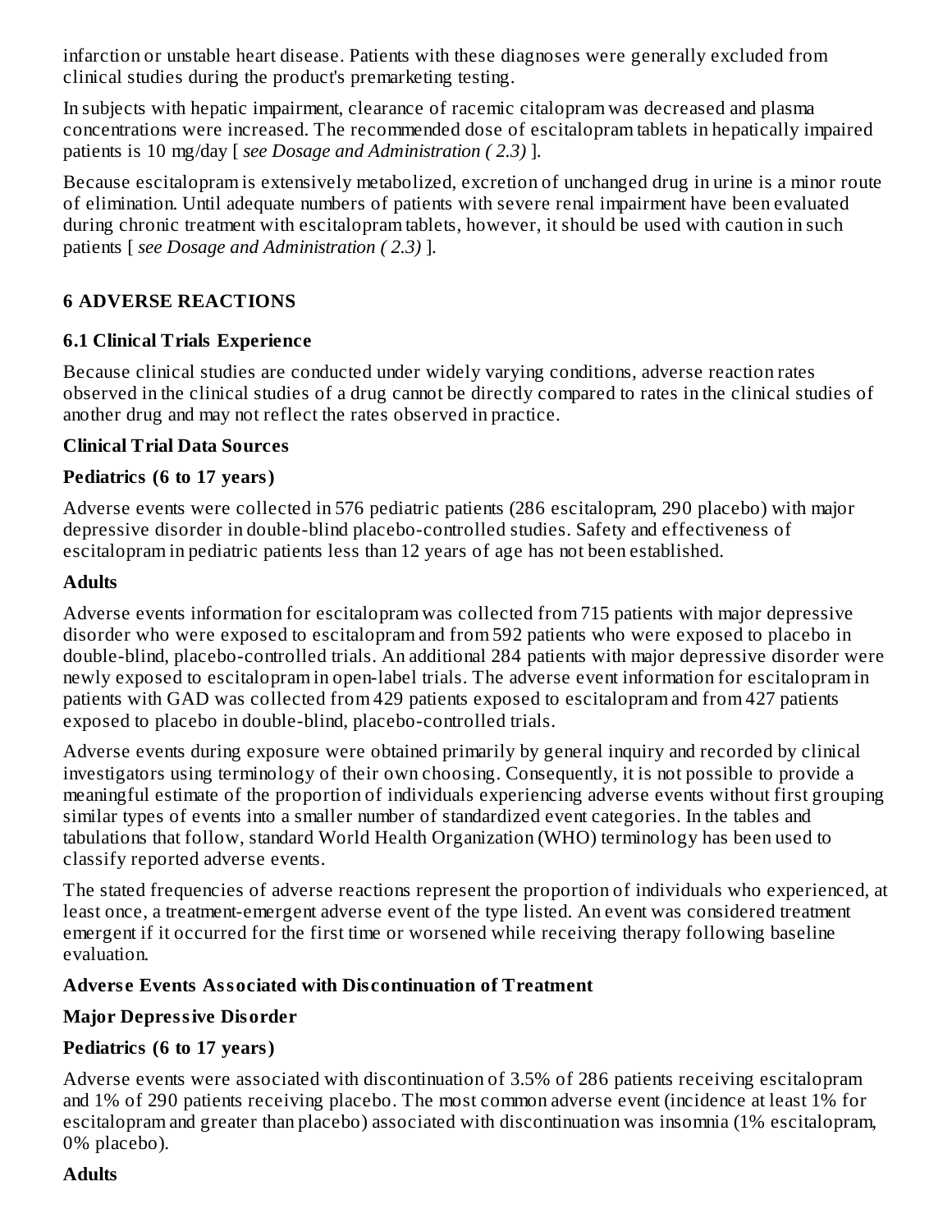infarction or unstable heart disease. Patients with these diagnoses were generally excluded from clinical studies during the product's premarketing testing.

In subjects with hepatic impairment, clearance of racemic citalopram was decreased and plasma concentrations were increased. The recommended dose of escitalopram tablets in hepatically impaired patients is 10 mg/day [ *see Dosage and Administration ( 2.3)* ].

Because escitalopram is extensively metabolized, excretion of unchanged drug in urine is a minor route of elimination. Until adequate numbers of patients with severe renal impairment have been evaluated during chronic treatment with escitalopram tablets, however, it should be used with caution in such patients [ *see Dosage and Administration ( 2.3)* ].

## 6 ADVERSE REACTIONS

### 6.1 Clinical Trials Experience

Because clinical studies are conducted under widely varying conditions, adverse reaction rates observed in the clinical studies of a drug cannot be directly compared to rates in the clinical studies of another drug and may not reflect the rates observed in practice.

**Clinical Trial Data Sources**

**Pediatrics (6 to 17 years)**

Adverse events were collected in 576 pediatric patients (286 escitalopram, 290 placebo) with major depressive disorder in double-blind placebo-controlled studies. Safety and effectiveness of escitalopram in pediatric patients less than 12 years of age has not been established.

**Adults**

Adverse events information for escitalopram was collected from 715 patients with major depressive disorder who were exposed to escitalopram and from 592 patients who were exposed to placebo in double-blind, placebo-controlled trials. An additional 284 patients with major depressive disorder were newly exposed to escitalopram in open-label trials. The adverse event information for escitalopram in patients with GAD was collected from 429 patients exposed to escitalopram and from 427 patients exposed to placebo in double-blind, placebo-controlled trials.

Adverse events during exposure were obtained primarily by general inquiry and recorded by clinical investigators using terminology of their own choosing. Consequently, it is not possible to provide a meaningful estimate of the proportion of individuals experiencing adverse events without first grouping similar types of events into a smaller number of standardized event categories. In the tables and tabulations that follow, standard World Health Organization (WHO) terminology has been used to classify reported adverse events.

The stated frequencies of adverse reactions represent the proportion of individuals who experienced, at least once, a treatment-emergent adverse event of the type listed. An event was considered treatment emergent if it occurred for the first time or worsened while receiving therapy following baseline evaluation.

**Adverse Events Associated with Discontinuation of Treatment**

**Major Depressive Disorder**

**Pediatrics (6 to 17 years)**

Adverse events were associated with discontinuation of 3.5% of 286 patients receiving escitalopram and 1% of 290 patients receiving placebo. The most common adverse event (incidence at least 1% for escitalopram and greater than placebo) associated with discontinuation was insomnia (1% escitalopram, 0% placebo).

**Adults**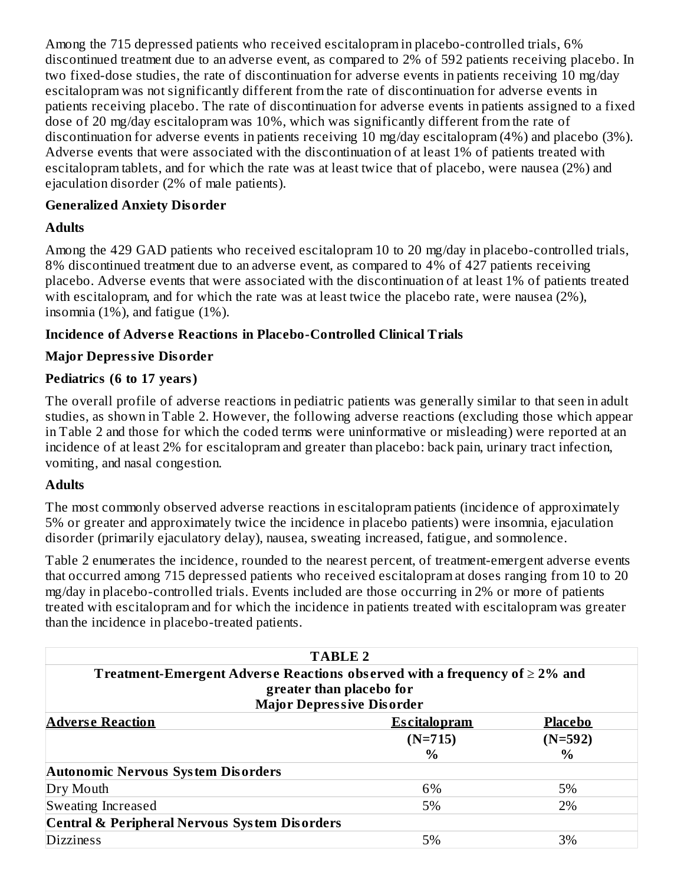Among the 715 depressed patients who received escitalopram in placebo-controlled trials, 6% discontinued treatment due to an adverse event, as compared to 2% of 592 patients receiving placebo. In two fixed-dose studies, the rate of discontinuation for adverse events in patients receiving 10 mg/day escitalopram was not significantly different from the rate of discontinuation for adverse events in patients receiving placebo. The rate of discontinuation for adverse events in patients assigned to a fixed dose of 20 mg/day escitalopram was 10%, which was significantly different from the rate of discontinuation for adverse events in patients receiving 10 mg/day escitalopram (4%) and placebo (3%). Adverse events that were associated with the discontinuation of at least 1% of patients treated with escitalopram tablets, and for which the rate was at least twice that of placebo, were nausea (2%) and ejaculation disorder (2% of male patients).

**Generalized Anxiety Disorder**

**Adults**

Among the 429 GAD patients who received escitalopram 10 to 20 mg/day in placebo-controlled trials, 8% discontinued treatment due to an adverse event, as compared to 4% of 427 patients receiving placebo. Adverse events that were associated with the discontinuation of at least 1% of patients treated with escitalopram, and for which the rate was at least twice the placebo rate, were nausea (2%), insomnia (1%), and fatigue (1%).

**Incidence of Adverse Reactions in Placebo-Controlled Clinical Trials**

**Major Depressive Disorder**

**Pediatrics (6 to 17 years)**

The overall profile of adverse reactions in pediatric patients was generally similar to that seen in adult studies, as shown in Table 2. However, the following adverse reactions (excluding those which appear in Table 2 and those for which the coded terms were uninformative or misleading) were reported at an incidence of at least 2% for escitalopram and greater than placebo: back pain, urinary tract infection, vomiting, and nasal congestion.

**Adults**

The most commonly observed adverse reactions in escitalopram patients (incidence of approximately 5% or greater and approximately twice the incidence in placebo patients) were insomnia, ejaculation disorder (primarily ejaculatory delay), nausea, sweating increased, fatigue, and somnolence.

Table 2 enumerates the incidence, rounded to the nearest percent, of treatment-emergent adverse events that occurred among 715 depressed patients who received escitalopram at doses ranging from 10 to 20 mg/day in placebo-controlled trials. Events included are those occurring in 2% or more of patients treated with escitalopram and for which the incidence in patients treated with escitalopram was greater than the incidence in placebo-treated patients.

**TABLE 2**
**Treatment-Emergent Adverse Reactions observed with a frequency of ≥ 2% and greater than placebo for Major Depressive Disorder**

| Adverse Reaction | Escitalopram (N=715) % | Placebo (N=592) % |
|---|---|---|
| **Autonomic Nervous System Disorders** | | |
| Dry Mouth | 6% | 5% |
| Sweating Increased | 5% | 2% |
| **Central & Peripheral Nervous System Disorders** | | |
| Dizziness | 5% | 3% |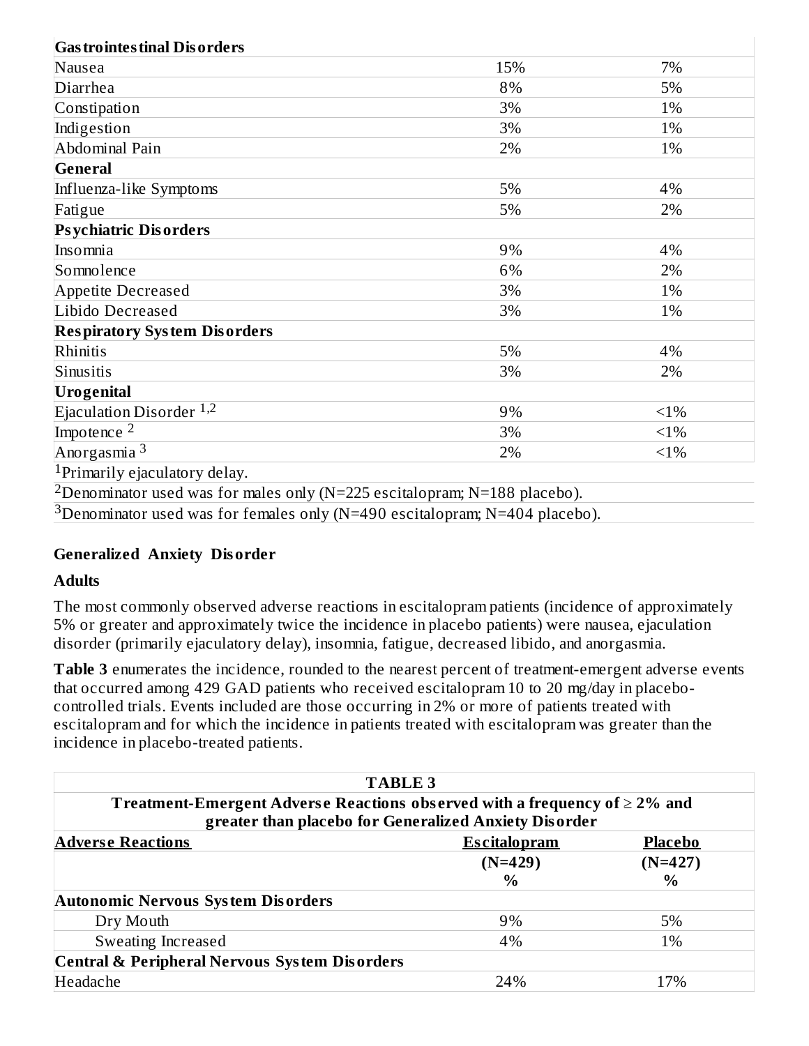| | | |
|---|---|---|
| **Gastrointestinal Disorders** | | |
| Nausea | 15% | 7% |
| Diarrhea | 8% | 5% |
| Constipation | 3% | 1% |
| Indigestion | 3% | 1% |
| Abdominal Pain | 2% | 1% |
| **General** | | |
| Influenza-like Symptoms | 5% | 4% |
| Fatigue | 5% | 2% |
| **Psychiatric Disorders** | | |
| Insomnia | 9% | 4% |
| Somnolence | 6% | 2% |
| Appetite Decreased | 3% | 1% |
| Libido Decreased | 3% | 1% |
| **Respiratory System Disorders** | | |
| Rhinitis | 5% | 4% |
| Sinusitis | 3% | 2% |
| **Urogenital** | | |
| Ejaculation Disorder [1,2] | 9% | <1% |
| Impotence [2] | 3% | <1% |
| Anorgasmia [3] | 2% | <1% |

[1]Primarily ejaculatory delay.

[2]Denominator used was for males only (N=225 escitalopram; N=188 placebo).

[3]Denominator used was for females only (N=490 escitalopram; N=404 placebo).

**Generalized Anxiety Disorder**

**Adults**

The most commonly observed adverse reactions in escitalopram patients (incidence of approximately 5% or greater and approximately twice the incidence in placebo patients) were nausea, ejaculation disorder (primarily ejaculatory delay), insomnia, fatigue, decreased libido, and anorgasmia.

**Table 3** enumerates the incidence, rounded to the nearest percent of treatment-emergent adverse events that occurred among 429 GAD patients who received escitalopram 10 to 20 mg/day in placebo-controlled trials. Events included are those occurring in 2% or more of patients treated with escitalopram and for which the incidence in patients treated with escitalopram was greater than the incidence in placebo-treated patients.

**TABLE 3**
**Treatment-Emergent Adverse Reactions observed with a frequency of ≥ 2% and greater than placebo for Generalized Anxiety Disorder**

| Adverse Reactions | Escitalopram (N=429) % | Placebo (N=427) % |
|---|---|---|
| **Autonomic Nervous System Disorders** | | |
| Dry Mouth | 9% | 5% |
| Sweating Increased | 4% | 1% |
| **Central & Peripheral Nervous System Disorders** | | |
| Headache | 24% | 17% |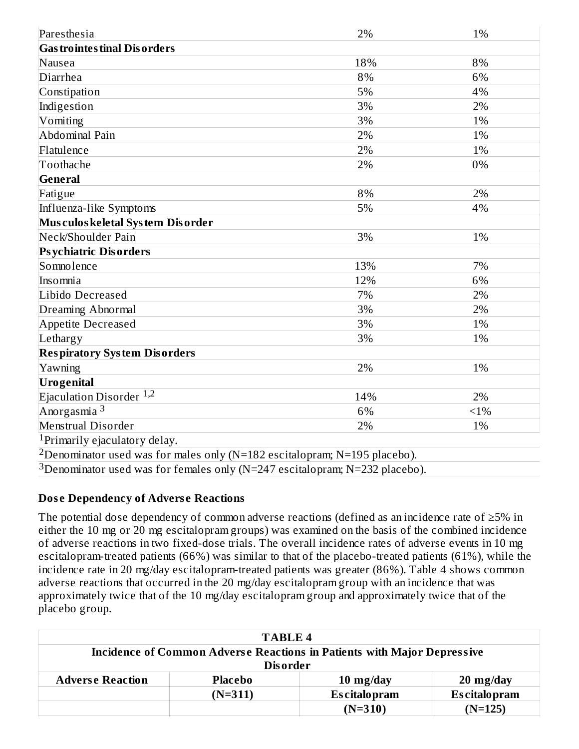| | | |
|---|---|---|
| Paresthesia | 2% | 1% |
| **Gastrointestinal Disorders** | | |
| Nausea | 18% | 8% |
| Diarrhea | 8% | 6% |
| Constipation | 5% | 4% |
| Indigestion | 3% | 2% |
| Vomiting | 3% | 1% |
| Abdominal Pain | 2% | 1% |
| Flatulence | 2% | 1% |
| Toothache | 2% | 0% |
| **General** | | |
| Fatigue | 8% | 2% |
| Influenza-like Symptoms | 5% | 4% |
| **Musculoskeletal System Disorder** | | |
| Neck/Shoulder Pain | 3% | 1% |
| **Psychiatric Disorders** | | |
| Somnolence | 13% | 7% |
| Insomnia | 12% | 6% |
| Libido Decreased | 7% | 2% |
| Dreaming Abnormal | 3% | 2% |
| Appetite Decreased | 3% | 1% |
| Lethargy | 3% | 1% |
| **Respiratory System Disorders** | | |
| Yawning | 2% | 1% |
| **Urogenital** | | |
| Ejaculation Disorder [1,2] | 14% | 2% |
| Anorgasmia [3] | 6% | <1% |
| Menstrual Disorder | 2% | 1% |

[1]Primarily ejaculatory delay.

[2]Denominator used was for males only (N=182 escitalopram; N=195 placebo).

[3]Denominator used was for females only (N=247 escitalopram; N=232 placebo).

### Dose Dependency of Adverse Reactions

The potential dose dependency of common adverse reactions (defined as an incidence rate of ≥5% in either the 10 mg or 20 mg escitalopram groups) was examined on the basis of the combined incidence of adverse reactions in two fixed-dose trials. The overall incidence rates of adverse events in 10 mg escitalopram-treated patients (66%) was similar to that of the placebo-treated patients (61%), while the incidence rate in 20 mg/day escitalopram-treated patients was greater (86%). Table 4 shows common adverse reactions that occurred in the 20 mg/day escitalopram group with an incidence that was approximately twice that of the 10 mg/day escitalopram group and approximately twice that of the placebo group.

**TABLE 4**
**Incidence of Common Adverse Reactions in Patients with Major Depressive Disorder**

| Adverse Reaction | Placebo (N=311) | 10 mg/day Escitalopram (N=310) | 20 mg/day Escitalopram (N=125) |
|---|---|---|---|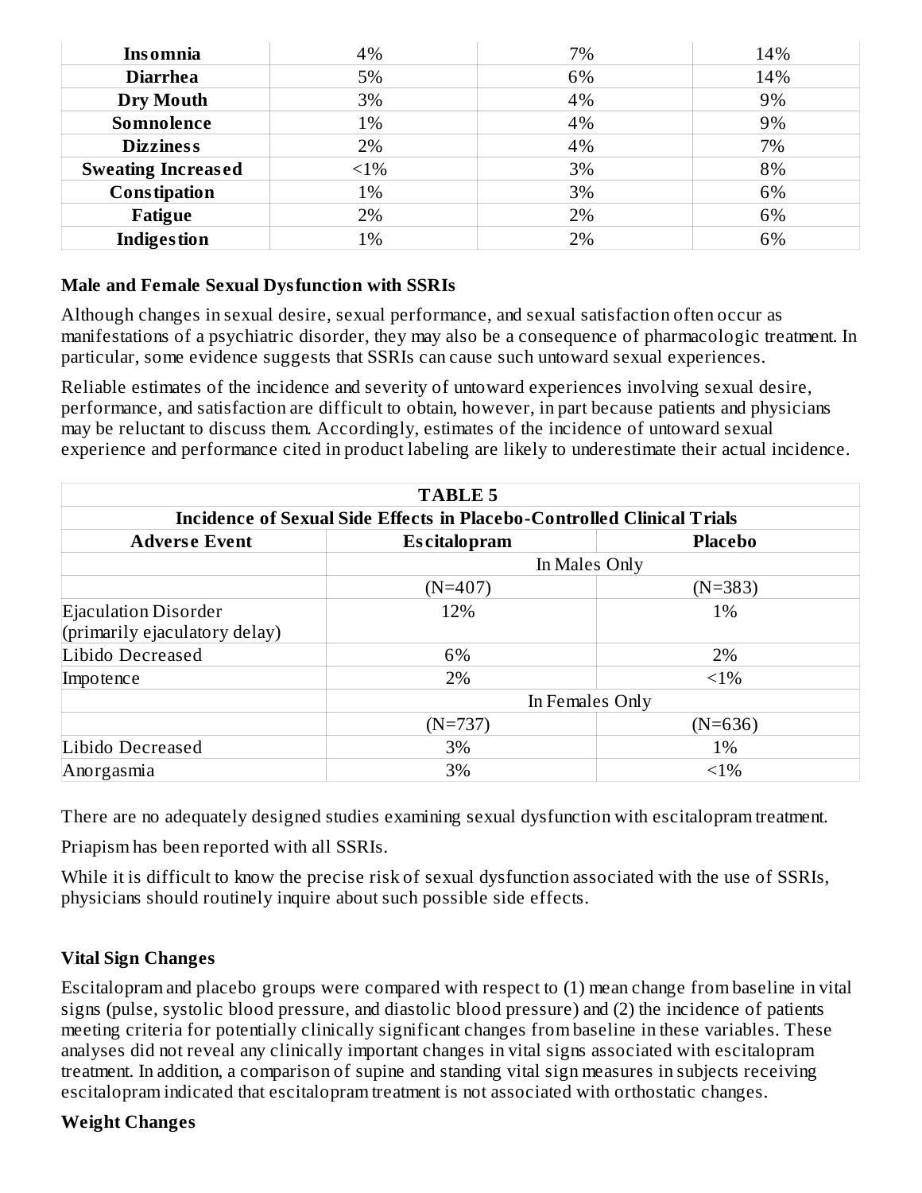| Insomnia | 4% | 7% | 14% |
|---|---|---|---|
| Diarrhea | 5% | 6% | 14% |
| Dry Mouth | 3% | 4% | 9% |
| Somnolence | 1% | 4% | 9% |
| Dizziness | 2% | 4% | 7% |
| Sweating Increased | <1% | 3% | 8% |
| Constipation | 1% | 3% | 6% |
| Fatigue | 2% | 2% | 6% |
| Indigestion | 1% | 2% | 6% |

**Male and Female Sexual Dysfunction with SSRIs**

Although changes in sexual desire, sexual performance, and sexual satisfaction often occur as manifestations of a psychiatric disorder, they may also be a consequence of pharmacologic treatment. In particular, some evidence suggests that SSRIs can cause such untoward sexual experiences.

Reliable estimates of the incidence and severity of untoward experiences involving sexual desire, performance, and satisfaction are difficult to obtain, however, in part because patients and physicians may be reluctant to discuss them. Accordingly, estimates of the incidence of untoward sexual experience and performance cited in product labeling are likely to underestimate their actual incidence.

**TABLE 5**
**Incidence of Sexual Side Effects in Placebo-Controlled Clinical Trials**

| Adverse Event | Escitalopram | Placebo |
|---|---|---|
| | In Males Only | |
| | (N=407) | (N=383) |
| Ejaculation Disorder (primarily ejaculatory delay) | 12% | 1% |
| Libido Decreased | 6% | 2% |
| Impotence | 2% | <1% |
| | In Females Only | |
| | (N=737) | (N=636) |
| Libido Decreased | 3% | 1% |
| Anorgasmia | 3% | <1% |

There are no adequately designed studies examining sexual dysfunction with escitalopram treatment.

Priapism has been reported with all SSRIs.

While it is difficult to know the precise risk of sexual dysfunction associated with the use of SSRIs, physicians should routinely inquire about such possible side effects.

**Vital Sign Changes**

Escitalopram and placebo groups were compared with respect to (1) mean change from baseline in vital signs (pulse, systolic blood pressure, and diastolic blood pressure) and (2) the incidence of patients meeting criteria for potentially clinically significant changes from baseline in these variables. These analyses did not reveal any clinically important changes in vital signs associated with escitalopram treatment. In addition, a comparison of supine and standing vital sign measures in subjects receiving escitalopram indicated that escitalopram treatment is not associated with orthostatic changes.

**Weight Changes**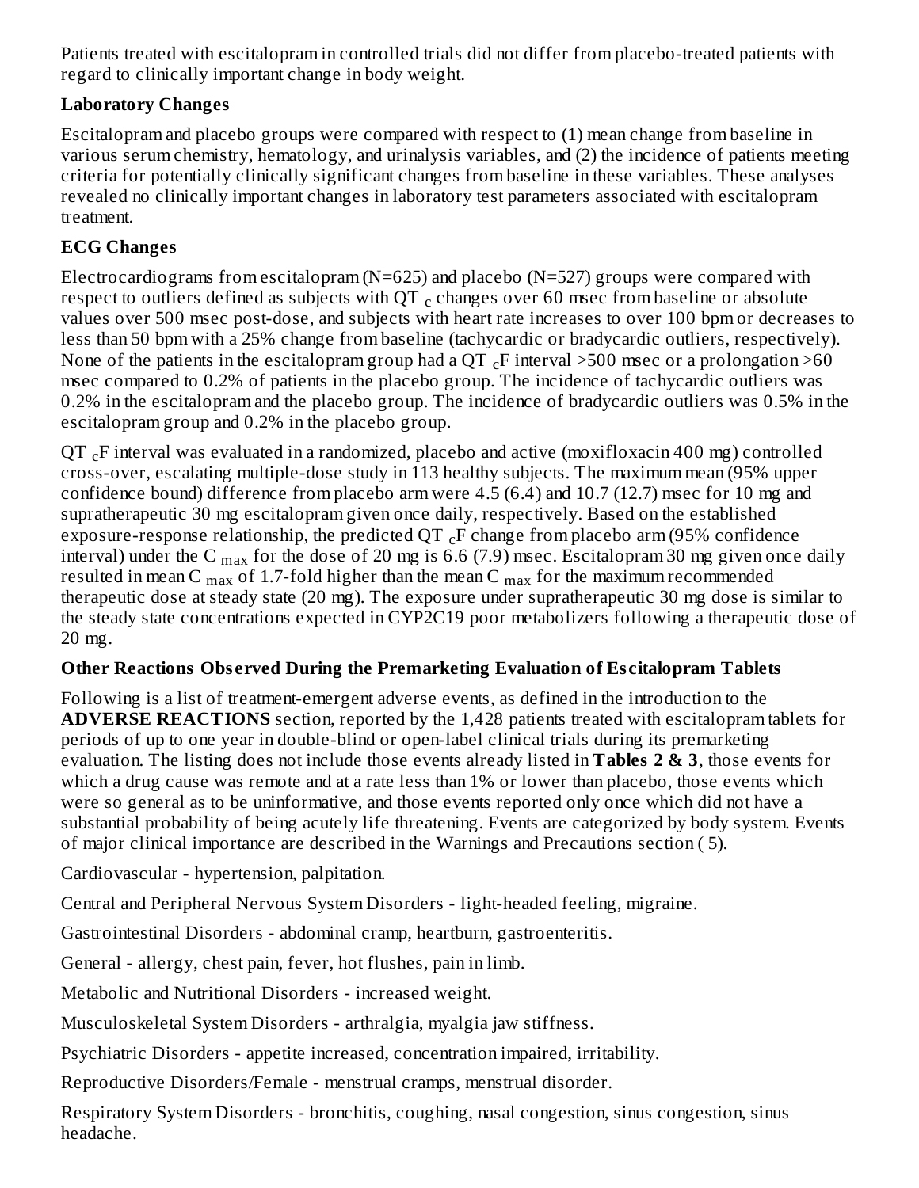Patients treated with escitalopram in controlled trials did not differ from placebo-treated patients with regard to clinically important change in body weight.

### Laboratory Changes

Escitalopram and placebo groups were compared with respect to (1) mean change from baseline in various serum chemistry, hematology, and urinalysis variables, and (2) the incidence of patients meeting criteria for potentially clinically significant changes from baseline in these variables. These analyses revealed no clinically important changes in laboratory test parameters associated with escitalopram treatment.

### ECG Changes

Electrocardiograms from escitalopram (N=625) and placebo (N=527) groups were compared with respect to outliers defined as subjects with $QT_c$ changes over 60 msec from baseline or absolute values over 500 msec post-dose, and subjects with heart rate increases to over 100 bpm or decreases to less than 50 bpm with a 25% change from baseline (tachycardic or bradycardic outliers, respectively). None of the patients in the escitalopram group had a $QT_cF$ interval >500 msec or a prolongation >60 msec compared to 0.2% of patients in the placebo group. The incidence of tachycardic outliers was 0.2% in the escitalopram and the placebo group. The incidence of bradycardic outliers was 0.5% in the escitalopram group and 0.2% in the placebo group.

$QT_cF$ interval was evaluated in a randomized, placebo and active (moxifloxacin 400 mg) controlled cross-over, escalating multiple-dose study in 113 healthy subjects. The maximum mean (95% upper confidence bound) difference from placebo arm were 4.5 (6.4) and 10.7 (12.7) msec for 10 mg and supratherapeutic 30 mg escitalopram given once daily, respectively. Based on the established exposure-response relationship, the predicted $QT_cF$ change from placebo arm (95% confidence interval) under the $C_{max}$ for the dose of 20 mg is 6.6 (7.9) msec. Escitalopram 30 mg given once daily resulted in mean $C_{max}$ of 1.7-fold higher than the mean $C_{max}$ for the maximum recommended therapeutic dose at steady state (20 mg). The exposure under supratherapeutic 30 mg dose is similar to the steady state concentrations expected in CYP2C19 poor metabolizers following a therapeutic dose of 20 mg.

### Other Reactions Observed During the Premarketing Evaluation of Escitalopram Tablets

Following is a list of treatment-emergent adverse events, as defined in the introduction to the **ADVERSE REACTIONS** section, reported by the 1,428 patients treated with escitalopram tablets for periods of up to one year in double-blind or open-label clinical trials during its premarketing evaluation. The listing does not include those events already listed in **Tables 2 & 3**, those events for which a drug cause was remote and at a rate less than 1% or lower than placebo, those events which were so general as to be uninformative, and those events reported only once which did not have a substantial probability of being acutely life threatening. Events are categorized by body system. Events of major clinical importance are described in the Warnings and Precautions section ( 5).

Cardiovascular - hypertension, palpitation.

Central and Peripheral Nervous System Disorders - light-headed feeling, migraine.

Gastrointestinal Disorders - abdominal cramp, heartburn, gastroenteritis.

General - allergy, chest pain, fever, hot flushes, pain in limb.

Metabolic and Nutritional Disorders - increased weight.

Musculoskeletal System Disorders - arthralgia, myalgia jaw stiffness.

Psychiatric Disorders - appetite increased, concentration impaired, irritability.

Reproductive Disorders/Female - menstrual cramps, menstrual disorder.

Respiratory System Disorders - bronchitis, coughing, nasal congestion, sinus congestion, sinus headache.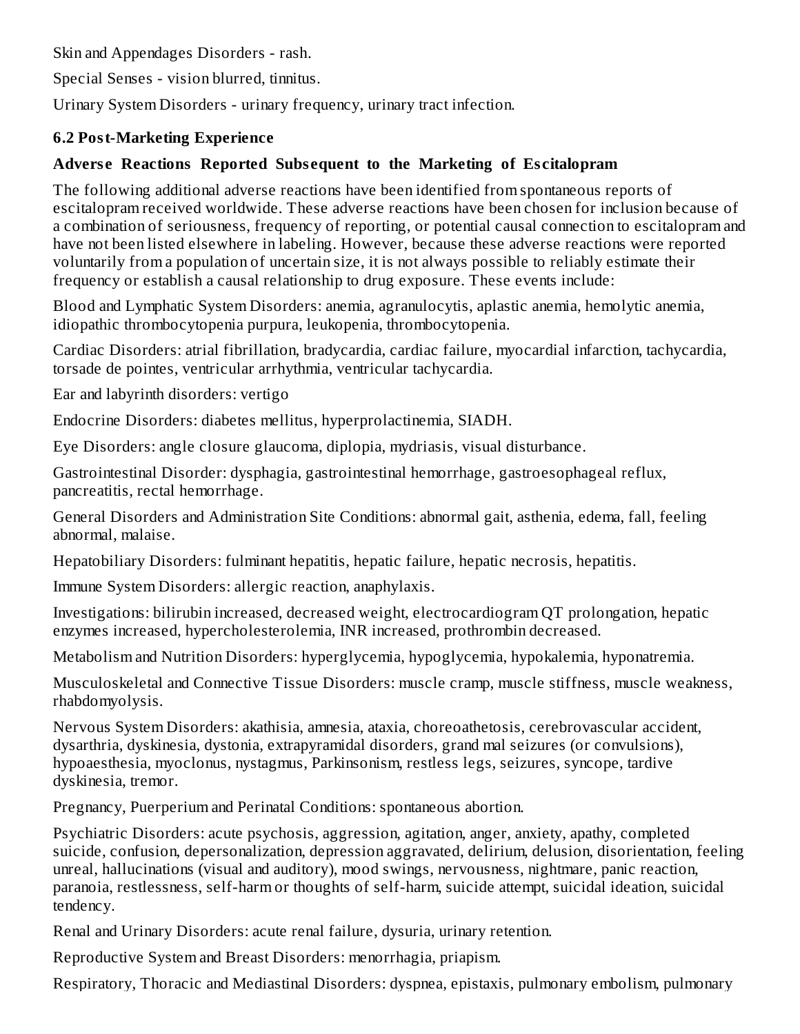Skin and Appendages Disorders - rash.

Special Senses - vision blurred, tinnitus.

Urinary System Disorders - urinary frequency, urinary tract infection.

## 6.2 Post-Marketing Experience

### Adverse Reactions Reported Subsequent to the Marketing of Escitalopram

The following additional adverse reactions have been identified from spontaneous reports of escitalopram received worldwide. These adverse reactions have been chosen for inclusion because of a combination of seriousness, frequency of reporting, or potential causal connection to escitalopram and have not been listed elsewhere in labeling. However, because these adverse reactions were reported voluntarily from a population of uncertain size, it is not always possible to reliably estimate their frequency or establish a causal relationship to drug exposure. These events include:

Blood and Lymphatic System Disorders: anemia, agranulocytis, aplastic anemia, hemolytic anemia, idiopathic thrombocytopenia purpura, leukopenia, thrombocytopenia.

Cardiac Disorders: atrial fibrillation, bradycardia, cardiac failure, myocardial infarction, tachycardia, torsade de pointes, ventricular arrhythmia, ventricular tachycardia.

Ear and labyrinth disorders: vertigo

Endocrine Disorders: diabetes mellitus, hyperprolactinemia, SIADH.

Eye Disorders: angle closure glaucoma, diplopia, mydriasis, visual disturbance.

Gastrointestinal Disorder: dysphagia, gastrointestinal hemorrhage, gastroesophageal reflux, pancreatitis, rectal hemorrhage.

General Disorders and Administration Site Conditions: abnormal gait, asthenia, edema, fall, feeling abnormal, malaise.

Hepatobiliary Disorders: fulminant hepatitis, hepatic failure, hepatic necrosis, hepatitis.

Immune System Disorders: allergic reaction, anaphylaxis.

Investigations: bilirubin increased, decreased weight, electrocardiogram QT prolongation, hepatic enzymes increased, hypercholesterolemia, INR increased, prothrombin decreased.

Metabolism and Nutrition Disorders: hyperglycemia, hypoglycemia, hypokalemia, hyponatremia.

Musculoskeletal and Connective Tissue Disorders: muscle cramp, muscle stiffness, muscle weakness, rhabdomyolysis.

Nervous System Disorders: akathisia, amnesia, ataxia, choreoathetosis, cerebrovascular accident, dysarthria, dyskinesia, dystonia, extrapyramidal disorders, grand mal seizures (or convulsions), hypoaesthesia, myoclonus, nystagmus, Parkinsonism, restless legs, seizures, syncope, tardive dyskinesia, tremor.

Pregnancy, Puerperium and Perinatal Conditions: spontaneous abortion.

Psychiatric Disorders: acute psychosis, aggression, agitation, anger, anxiety, apathy, completed suicide, confusion, depersonalization, depression aggravated, delirium, delusion, disorientation, feeling unreal, hallucinations (visual and auditory), mood swings, nervousness, nightmare, panic reaction, paranoia, restlessness, self-harm or thoughts of self-harm, suicide attempt, suicidal ideation, suicidal tendency.

Renal and Urinary Disorders: acute renal failure, dysuria, urinary retention.

Reproductive System and Breast Disorders: menorrhagia, priapism.

Respiratory, Thoracic and Mediastinal Disorders: dyspnea, epistaxis, pulmonary embolism, pulmonary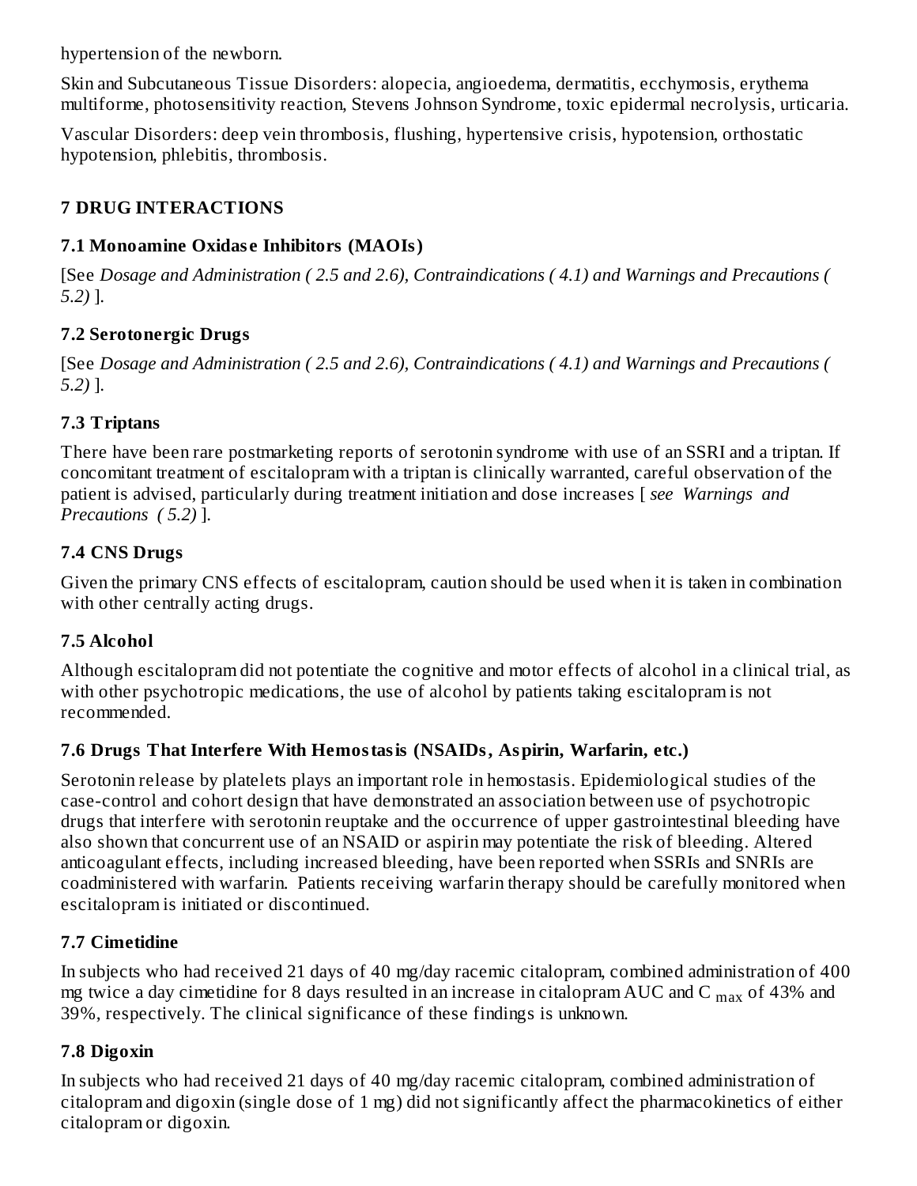hypertension of the newborn.

Skin and Subcutaneous Tissue Disorders: alopecia, angioedema, dermatitis, ecchymosis, erythema multiforme, photosensitivity reaction, Stevens Johnson Syndrome, toxic epidermal necrolysis, urticaria.

Vascular Disorders: deep vein thrombosis, flushing, hypertensive crisis, hypotension, orthostatic hypotension, phlebitis, thrombosis.

## 7 DRUG INTERACTIONS

### 7.1 Monoamine Oxidase Inhibitors (MAOIs)

[See *Dosage and Administration ( 2.5 and 2.6), Contraindications ( 4.1) and Warnings and Precautions ( 5.2)* ].

### 7.2 Serotonergic Drugs

[See *Dosage and Administration ( 2.5 and 2.6), Contraindications ( 4.1) and Warnings and Precautions ( 5.2)* ].

### 7.3 Triptans

There have been rare postmarketing reports of serotonin syndrome with use of an SSRI and a triptan. If concomitant treatment of escitalopram with a triptan is clinically warranted, careful observation of the patient is advised, particularly during treatment initiation and dose increases [ *see Warnings and Precautions ( 5.2)* ].

### 7.4 CNS Drugs

Given the primary CNS effects of escitalopram, caution should be used when it is taken in combination with other centrally acting drugs.

### 7.5 Alcohol

Although escitalopram did not potentiate the cognitive and motor effects of alcohol in a clinical trial, as with other psychotropic medications, the use of alcohol by patients taking escitalopram is not recommended.

### 7.6 Drugs That Interfere With Hemostasis (NSAIDs, Aspirin, Warfarin, etc.)

Serotonin release by platelets plays an important role in hemostasis. Epidemiological studies of the case-control and cohort design that have demonstrated an association between use of psychotropic drugs that interfere with serotonin reuptake and the occurrence of upper gastrointestinal bleeding have also shown that concurrent use of an NSAID or aspirin may potentiate the risk of bleeding. Altered anticoagulant effects, including increased bleeding, have been reported when SSRIs and SNRIs are coadministered with warfarin. Patients receiving warfarin therapy should be carefully monitored when escitalopram is initiated or discontinued.

### 7.7 Cimetidine

In subjects who had received 21 days of 40 mg/day racemic citalopram, combined administration of 400 mg twice a day cimetidine for 8 days resulted in an increase in citalopram AUC and $C_{max}$ of 43% and 39%, respectively. The clinical significance of these findings is unknown.

### 7.8 Digoxin

In subjects who had received 21 days of 40 mg/day racemic citalopram, combined administration of citalopram and digoxin (single dose of 1 mg) did not significantly affect the pharmacokinetics of either citalopram or digoxin.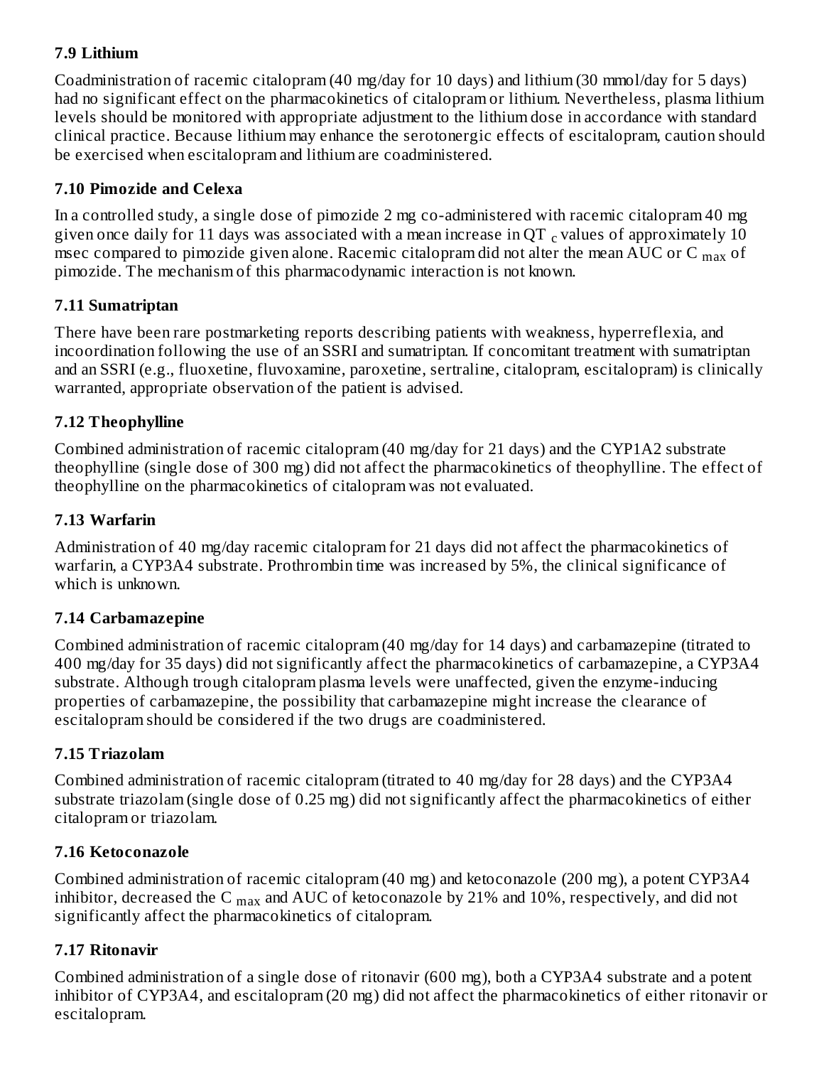### 7.9 Lithium

Coadministration of racemic citalopram (40 mg/day for 10 days) and lithium (30 mmol/day for 5 days) had no significant effect on the pharmacokinetics of citalopram or lithium. Nevertheless, plasma lithium levels should be monitored with appropriate adjustment to the lithium dose in accordance with standard clinical practice. Because lithium may enhance the serotonergic effects of escitalopram, caution should be exercised when escitalopram and lithium are coadministered.

### 7.10 Pimozide and Celexa

In a controlled study, a single dose of pimozide 2 mg co-administered with racemic citalopram 40 mg given once daily for 11 days was associated with a mean increase in $QT_c$ values of approximately 10 msec compared to pimozide given alone. Racemic citalopram did not alter the mean AUC or $C_{max}$ of pimozide. The mechanism of this pharmacodynamic interaction is not known.

### 7.11 Sumatriptan

There have been rare postmarketing reports describing patients with weakness, hyperreflexia, and incoordination following the use of an SSRI and sumatriptan. If concomitant treatment with sumatriptan and an SSRI (e.g., fluoxetine, fluvoxamine, paroxetine, sertraline, citalopram, escitalopram) is clinically warranted, appropriate observation of the patient is advised.

### 7.12 Theophylline

Combined administration of racemic citalopram (40 mg/day for 21 days) and the CYP1A2 substrate theophylline (single dose of 300 mg) did not affect the pharmacokinetics of theophylline. The effect of theophylline on the pharmacokinetics of citalopram was not evaluated.

### 7.13 Warfarin

Administration of 40 mg/day racemic citalopram for 21 days did not affect the pharmacokinetics of warfarin, a CYP3A4 substrate. Prothrombin time was increased by 5%, the clinical significance of which is unknown.

### 7.14 Carbamazepine

Combined administration of racemic citalopram (40 mg/day for 14 days) and carbamazepine (titrated to 400 mg/day for 35 days) did not significantly affect the pharmacokinetics of carbamazepine, a CYP3A4 substrate. Although trough citalopram plasma levels were unaffected, given the enzyme-inducing properties of carbamazepine, the possibility that carbamazepine might increase the clearance of escitalopram should be considered if the two drugs are coadministered.

### 7.15 Triazolam

Combined administration of racemic citalopram (titrated to 40 mg/day for 28 days) and the CYP3A4 substrate triazolam (single dose of 0.25 mg) did not significantly affect the pharmacokinetics of either citalopram or triazolam.

### 7.16 Ketoconazole

Combined administration of racemic citalopram (40 mg) and ketoconazole (200 mg), a potent CYP3A4 inhibitor, decreased the $C_{max}$ and AUC of ketoconazole by 21% and 10%, respectively, and did not significantly affect the pharmacokinetics of citalopram.

### 7.17 Ritonavir

Combined administration of a single dose of ritonavir (600 mg), both a CYP3A4 substrate and a potent inhibitor of CYP3A4, and escitalopram (20 mg) did not affect the pharmacokinetics of either ritonavir or escitalopram.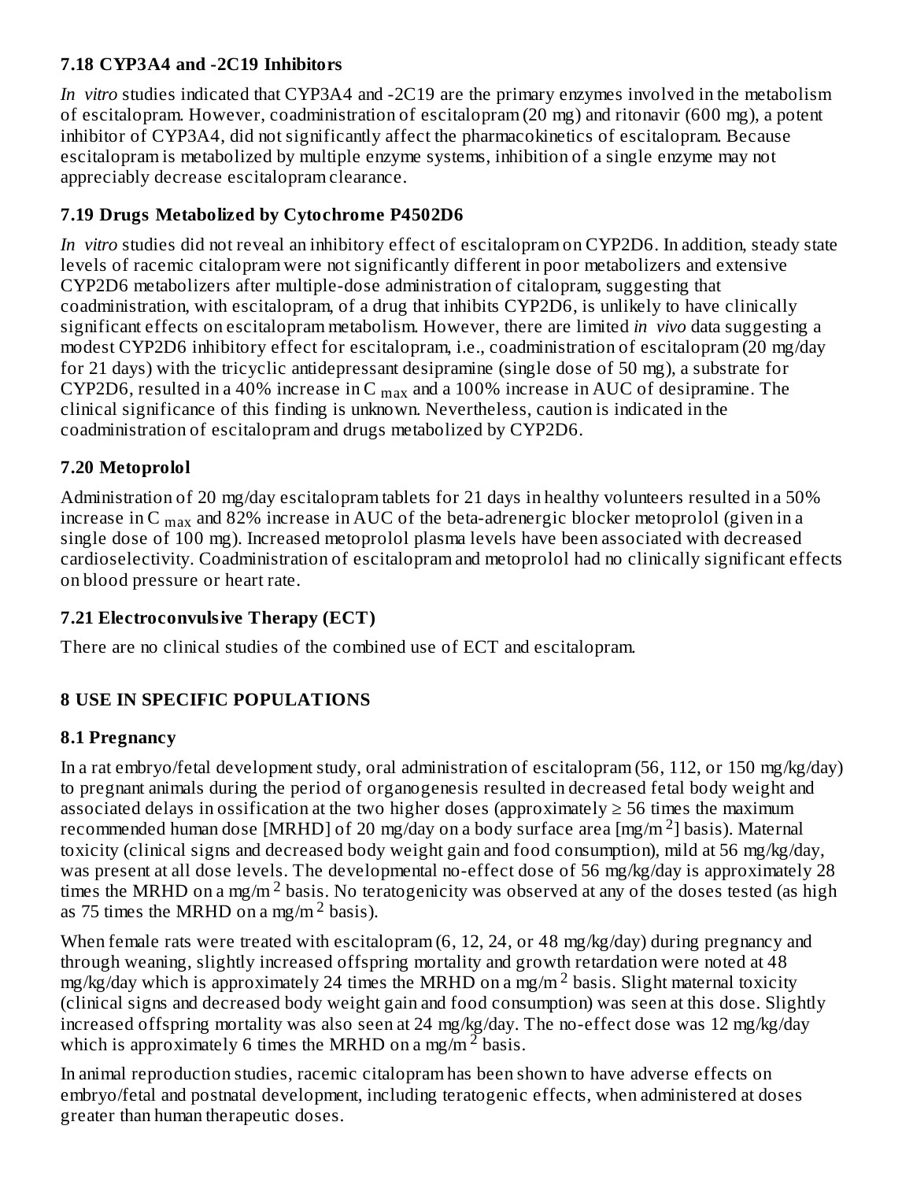### 7.18 CYP3A4 and -2C19 Inhibitors

*In vitro* studies indicated that CYP3A4 and -2C19 are the primary enzymes involved in the metabolism of escitalopram. However, coadministration of escitalopram (20 mg) and ritonavir (600 mg), a potent inhibitor of CYP3A4, did not significantly affect the pharmacokinetics of escitalopram. Because escitalopram is metabolized by multiple enzyme systems, inhibition of a single enzyme may not appreciably decrease escitalopram clearance.

### 7.19 Drugs Metabolized by Cytochrome P4502D6

*In vitro* studies did not reveal an inhibitory effect of escitalopram on CYP2D6. In addition, steady state levels of racemic citalopram were not significantly different in poor metabolizers and extensive CYP2D6 metabolizers after multiple-dose administration of citalopram, suggesting that coadministration, with escitalopram, of a drug that inhibits CYP2D6, is unlikely to have clinically significant effects on escitalopram metabolism. However, there are limited *in vivo* data suggesting a modest CYP2D6 inhibitory effect for escitalopram, i.e., coadministration of escitalopram (20 mg/day for 21 days) with the tricyclic antidepressant desipramine (single dose of 50 mg), a substrate for CYP2D6, resulted in a 40% increase in $C_{max}$ and a 100% increase in AUC of desipramine. The clinical significance of this finding is unknown. Nevertheless, caution is indicated in the coadministration of escitalopram and drugs metabolized by CYP2D6.

### 7.20 Metoprolol

Administration of 20 mg/day escitalopram tablets for 21 days in healthy volunteers resulted in a 50% increase in $C_{max}$ and 82% increase in AUC of the beta-adrenergic blocker metoprolol (given in a single dose of 100 mg). Increased metoprolol plasma levels have been associated with decreased cardioselectivity. Coadministration of escitalopram and metoprolol had no clinically significant effects on blood pressure or heart rate.

### 7.21 Electroconvulsive Therapy (ECT)

There are no clinical studies of the combined use of ECT and escitalopram.

## 8 USE IN SPECIFIC POPULATIONS

### 8.1 Pregnancy

In a rat embryo/fetal development study, oral administration of escitalopram (56, 112, or 150 mg/kg/day) to pregnant animals during the period of organogenesis resulted in decreased fetal body weight and associated delays in ossification at the two higher doses (approximately ≥ 56 times the maximum recommended human dose [MRHD] of 20 mg/day on a body surface area [$mg/m^2$] basis). Maternal toxicity (clinical signs and decreased body weight gain and food consumption), mild at 56 mg/kg/day, was present at all dose levels. The developmental no-effect dose of 56 mg/kg/day is approximately 28 times the MRHD on a $mg/m^2$ basis. No teratogenicity was observed at any of the doses tested (as high as 75 times the MRHD on a $mg/m^2$ basis).

When female rats were treated with escitalopram (6, 12, 24, or 48 mg/kg/day) during pregnancy and through weaning, slightly increased offspring mortality and growth retardation were noted at 48 mg/kg/day which is approximately 24 times the MRHD on a $mg/m^2$ basis. Slight maternal toxicity (clinical signs and decreased body weight gain and food consumption) was seen at this dose. Slightly increased offspring mortality was also seen at 24 mg/kg/day. The no-effect dose was 12 mg/kg/day which is approximately 6 times the MRHD on a $mg/m^2$ basis.

In animal reproduction studies, racemic citalopram has been shown to have adverse effects on embryo/fetal and postnatal development, including teratogenic effects, when administered at doses greater than human therapeutic doses.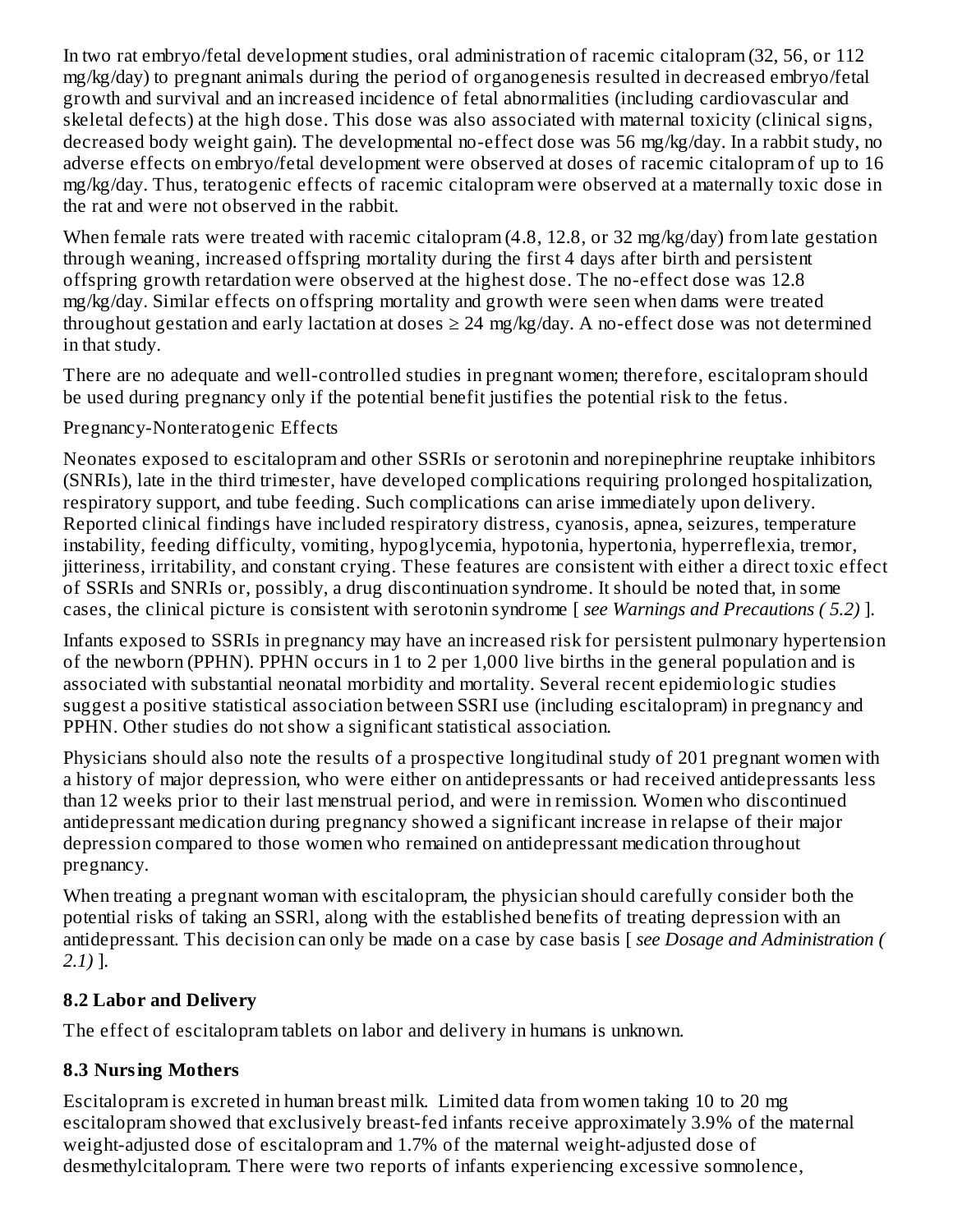In two rat embryo/fetal development studies, oral administration of racemic citalopram (32, 56, or 112 mg/kg/day) to pregnant animals during the period of organogenesis resulted in decreased embryo/fetal growth and survival and an increased incidence of fetal abnormalities (including cardiovascular and skeletal defects) at the high dose. This dose was also associated with maternal toxicity (clinical signs, decreased body weight gain). The developmental no-effect dose was 56 mg/kg/day. In a rabbit study, no adverse effects on embryo/fetal development were observed at doses of racemic citalopram of up to 16 mg/kg/day. Thus, teratogenic effects of racemic citalopram were observed at a maternally toxic dose in the rat and were not observed in the rabbit.

When female rats were treated with racemic citalopram (4.8, 12.8, or 32 mg/kg/day) from late gestation through weaning, increased offspring mortality during the first 4 days after birth and persistent offspring growth retardation were observed at the highest dose. The no-effect dose was 12.8 mg/kg/day. Similar effects on offspring mortality and growth were seen when dams were treated throughout gestation and early lactation at doses ≥ 24 mg/kg/day. A no-effect dose was not determined in that study.

There are no adequate and well-controlled studies in pregnant women; therefore, escitalopram should be used during pregnancy only if the potential benefit justifies the potential risk to the fetus.

Pregnancy-Nonteratogenic Effects

Neonates exposed to escitalopram and other SSRIs or serotonin and norepinephrine reuptake inhibitors (SNRIs), late in the third trimester, have developed complications requiring prolonged hospitalization, respiratory support, and tube feeding. Such complications can arise immediately upon delivery. Reported clinical findings have included respiratory distress, cyanosis, apnea, seizures, temperature instability, feeding difficulty, vomiting, hypoglycemia, hypotonia, hypertonia, hyperreflexia, tremor, jitteriness, irritability, and constant crying. These features are consistent with either a direct toxic effect of SSRIs and SNRIs or, possibly, a drug discontinuation syndrome. It should be noted that, in some cases, the clinical picture is consistent with serotonin syndrome [ *see Warnings and Precautions ( 5.2)* ].

Infants exposed to SSRIs in pregnancy may have an increased risk for persistent pulmonary hypertension of the newborn (PPHN). PPHN occurs in 1 to 2 per 1,000 live births in the general population and is associated with substantial neonatal morbidity and mortality. Several recent epidemiologic studies suggest a positive statistical association between SSRI use (including escitalopram) in pregnancy and PPHN. Other studies do not show a significant statistical association.

Physicians should also note the results of a prospective longitudinal study of 201 pregnant women with a history of major depression, who were either on antidepressants or had received antidepressants less than 12 weeks prior to their last menstrual period, and were in remission. Women who discontinued antidepressant medication during pregnancy showed a significant increase in relapse of their major depression compared to those women who remained on antidepressant medication throughout pregnancy.

When treating a pregnant woman with escitalopram, the physician should carefully consider both the potential risks of taking an SSRl, along with the established benefits of treating depression with an antidepressant. This decision can only be made on a case by case basis [ *see Dosage and Administration ( 2.1)* ].

### 8.2 Labor and Delivery

The effect of escitalopram tablets on labor and delivery in humans is unknown.

### 8.3 Nursing Mothers

Escitalopram is excreted in human breast milk. Limited data from women taking 10 to 20 mg escitalopram showed that exclusively breast-fed infants receive approximately 3.9% of the maternal weight-adjusted dose of escitalopram and 1.7% of the maternal weight-adjusted dose of desmethylcitalopram. There were two reports of infants experiencing excessive somnolence,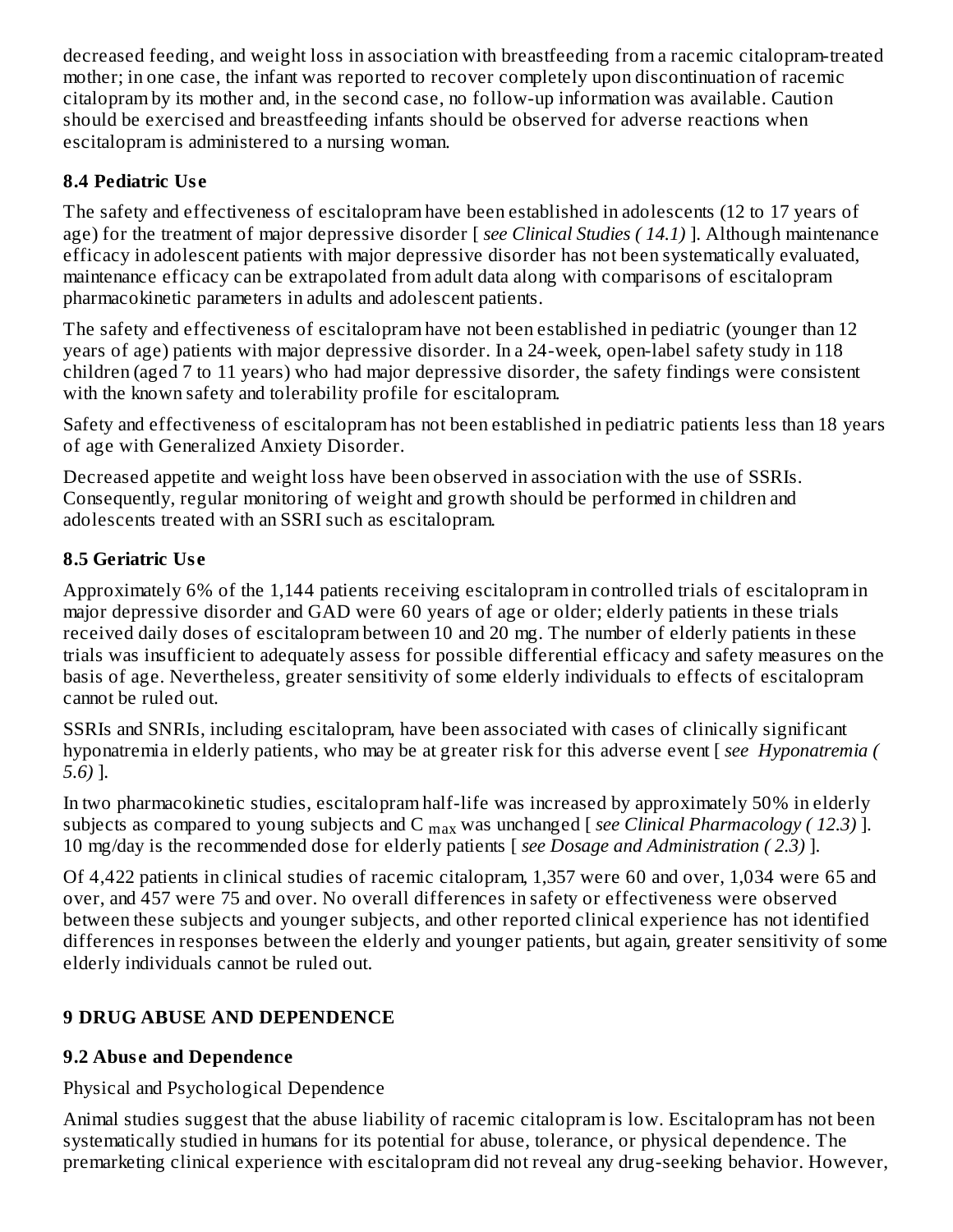decreased feeding, and weight loss in association with breastfeeding from a racemic citalopram-treated mother; in one case, the infant was reported to recover completely upon discontinuation of racemic citalopram by its mother and, in the second case, no follow-up information was available. Caution should be exercised and breastfeeding infants should be observed for adverse reactions when escitalopram is administered to a nursing woman.

### 8.4 Pediatric Use

The safety and effectiveness of escitalopram have been established in adolescents (12 to 17 years of age) for the treatment of major depressive disorder [ *see Clinical Studies ( 14.1)* ]. Although maintenance efficacy in adolescent patients with major depressive disorder has not been systematically evaluated, maintenance efficacy can be extrapolated from adult data along with comparisons of escitalopram pharmacokinetic parameters in adults and adolescent patients.

The safety and effectiveness of escitalopram have not been established in pediatric (younger than 12 years of age) patients with major depressive disorder. In a 24-week, open-label safety study in 118 children (aged 7 to 11 years) who had major depressive disorder, the safety findings were consistent with the known safety and tolerability profile for escitalopram.

Safety and effectiveness of escitalopram has not been established in pediatric patients less than 18 years of age with Generalized Anxiety Disorder.

Decreased appetite and weight loss have been observed in association with the use of SSRIs. Consequently, regular monitoring of weight and growth should be performed in children and adolescents treated with an SSRI such as escitalopram.

### 8.5 Geriatric Use

Approximately 6% of the 1,144 patients receiving escitalopram in controlled trials of escitalopram in major depressive disorder and GAD were 60 years of age or older; elderly patients in these trials received daily doses of escitalopram between 10 and 20 mg. The number of elderly patients in these trials was insufficient to adequately assess for possible differential efficacy and safety measures on the basis of age. Nevertheless, greater sensitivity of some elderly individuals to effects of escitalopram cannot be ruled out.

SSRIs and SNRIs, including escitalopram, have been associated with cases of clinically significant hyponatremia in elderly patients, who may be at greater risk for this adverse event [ *see Hyponatremia ( 5.6)* ].

In two pharmacokinetic studies, escitalopram half-life was increased by approximately 50% in elderly subjects as compared to young subjects and $C_{max}$ was unchanged [ *see Clinical Pharmacology ( 12.3)* ]. 10 mg/day is the recommended dose for elderly patients [ *see Dosage and Administration ( 2.3)* ].

Of 4,422 patients in clinical studies of racemic citalopram, 1,357 were 60 and over, 1,034 were 65 and over, and 457 were 75 and over. No overall differences in safety or effectiveness were observed between these subjects and younger subjects, and other reported clinical experience has not identified differences in responses between the elderly and younger patients, but again, greater sensitivity of some elderly individuals cannot be ruled out.

## 9 DRUG ABUSE AND DEPENDENCE

### 9.2 Abuse and Dependence

Physical and Psychological Dependence

Animal studies suggest that the abuse liability of racemic citalopram is low. Escitalopram has not been systematically studied in humans for its potential for abuse, tolerance, or physical dependence. The premarketing clinical experience with escitalopram did not reveal any drug-seeking behavior. However,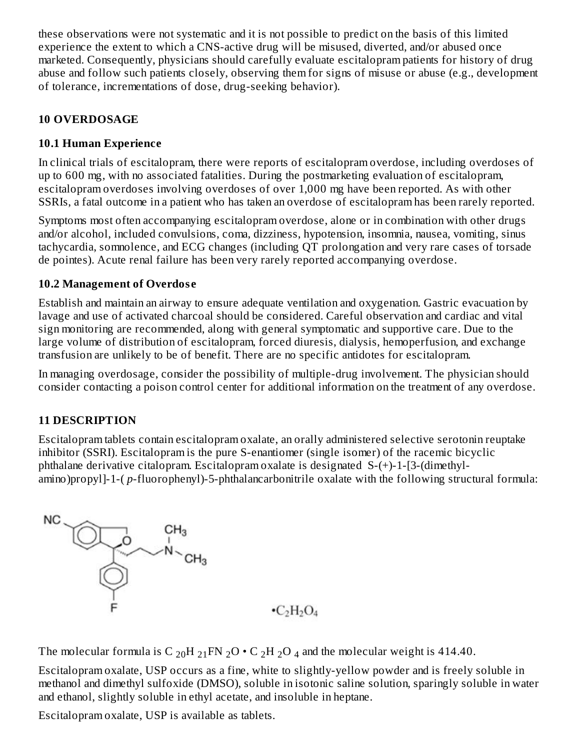these observations were not systematic and it is not possible to predict on the basis of this limited experience the extent to which a CNS-active drug will be misused, diverted, and/or abused once marketed. Consequently, physicians should carefully evaluate escitalopram patients for history of drug abuse and follow such patients closely, observing them for signs of misuse or abuse (e.g., development of tolerance, incrementations of dose, drug-seeking behavior).

## 10 OVERDOSAGE

### 10.1 Human Experience

In clinical trials of escitalopram, there were reports of escitalopram overdose, including overdoses of up to 600 mg, with no associated fatalities. During the postmarketing evaluation of escitalopram, escitalopram overdoses involving overdoses of over 1,000 mg have been reported. As with other SSRIs, a fatal outcome in a patient who has taken an overdose of escitalopram has been rarely reported.

Symptoms most often accompanying escitalopram overdose, alone or in combination with other drugs and/or alcohol, included convulsions, coma, dizziness, hypotension, insomnia, nausea, vomiting, sinus tachycardia, somnolence, and ECG changes (including QT prolongation and very rare cases of torsade de pointes). Acute renal failure has been very rarely reported accompanying overdose.

### 10.2 Management of Overdose

Establish and maintain an airway to ensure adequate ventilation and oxygenation. Gastric evacuation by lavage and use of activated charcoal should be considered. Careful observation and cardiac and vital sign monitoring are recommended, along with general symptomatic and supportive care. Due to the large volume of distribution of escitalopram, forced diuresis, dialysis, hemoperfusion, and exchange transfusion are unlikely to be of benefit. There are no specific antidotes for escitalopram.

In managing overdosage, consider the possibility of multiple-drug involvement. The physician should consider contacting a poison control center for additional information on the treatment of any overdose.

## 11 DESCRIPTION

Escitalopram tablets contain escitalopram oxalate, an orally administered selective serotonin reuptake inhibitor (SSRI). Escitalopram is the pure S-enantiomer (single isomer) of the racemic bicyclic phthalane derivative citalopram. Escitalopram oxalate is designated S-(+)-1-[3-(dimethyl-amino)propyl]-1-(*p*-fluorophenyl)-5-phthalancarbonitrile oxalate with the following structural formula:

$\bullet C_2H_2O_4$

The molecular formula is $C_{20}H_{21}FN_2O \bullet C_2H_2O_4$ and the molecular weight is 414.40.

Escitalopram oxalate, USP occurs as a fine, white to slightly-yellow powder and is freely soluble in methanol and dimethyl sulfoxide (DMSO), soluble in isotonic saline solution, sparingly soluble in water and ethanol, slightly soluble in ethyl acetate, and insoluble in heptane.

Escitalopram oxalate, USP is available as tablets.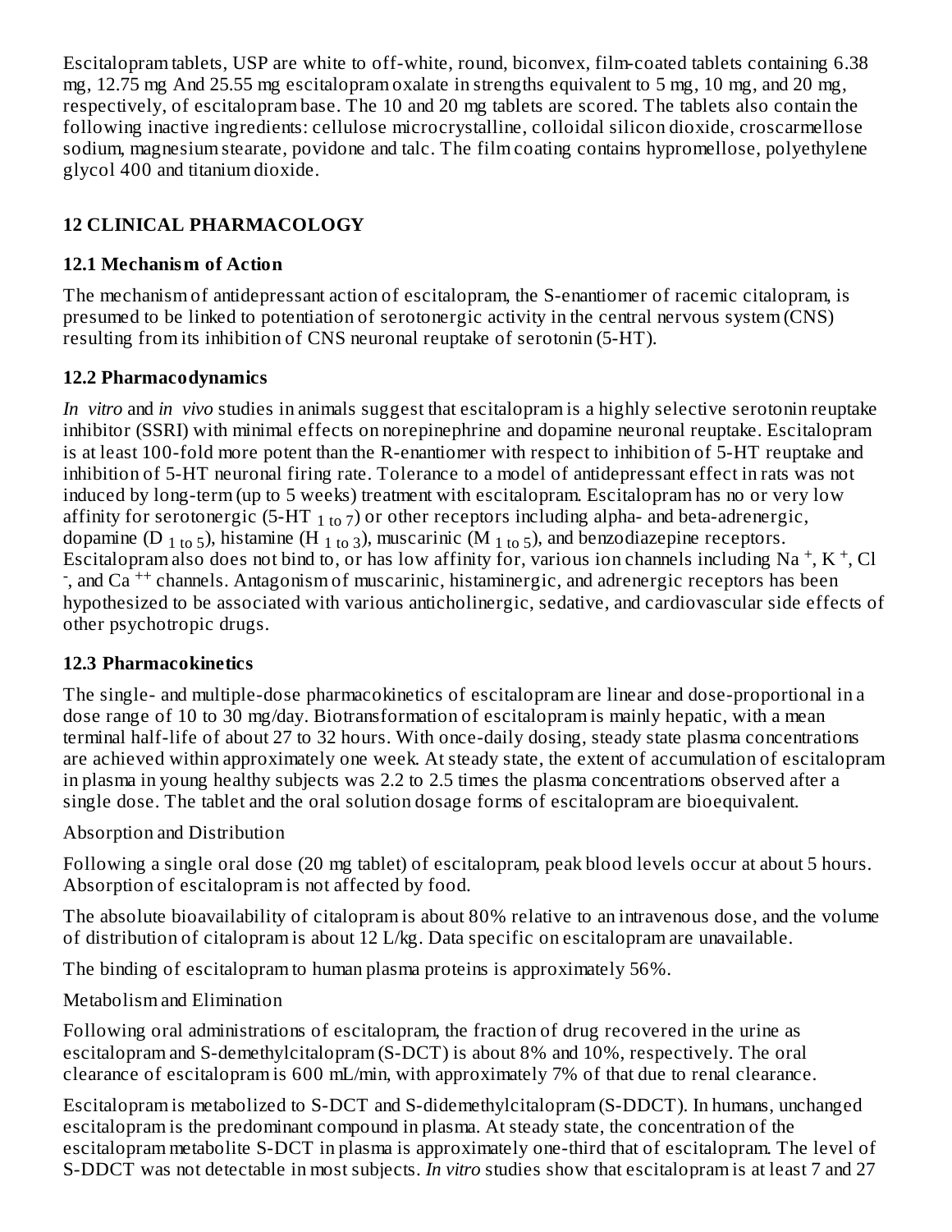Escitalopram tablets, USP are white to off-white, round, biconvex, film-coated tablets containing 6.38 mg, 12.75 mg And 25.55 mg escitalopram oxalate in strengths equivalent to 5 mg, 10 mg, and 20 mg, respectively, of escitalopram base. The 10 and 20 mg tablets are scored. The tablets also contain the following inactive ingredients: cellulose microcrystalline, colloidal silicon dioxide, croscarmellose sodium, magnesium stearate, povidone and talc. The film coating contains hypromellose, polyethylene glycol 400 and titanium dioxide.

## 12 CLINICAL PHARMACOLOGY

### 12.1 Mechanism of Action

The mechanism of antidepressant action of escitalopram, the S-enantiomer of racemic citalopram, is presumed to be linked to potentiation of serotonergic activity in the central nervous system (CNS) resulting from its inhibition of CNS neuronal reuptake of serotonin (5-HT).

### 12.2 Pharmacodynamics

*In vitro* and *in vivo* studies in animals suggest that escitalopram is a highly selective serotonin reuptake inhibitor (SSRI) with minimal effects on norepinephrine and dopamine neuronal reuptake. Escitalopram is at least 100-fold more potent than the R-enantiomer with respect to inhibition of 5-HT reuptake and inhibition of 5-HT neuronal firing rate. Tolerance to a model of antidepressant effect in rats was not induced by long-term (up to 5 weeks) treatment with escitalopram. Escitalopram has no or very low affinity for serotonergic (5-HT $_{1 \text{ to } 7}$) or other receptors including alpha- and beta-adrenergic, dopamine (D $_{1 \text{ to } 5}$), histamine (H $_{1 \text{ to } 3}$), muscarinic (M $_{1 \text{ to } 5}$), and benzodiazepine receptors. Escitalopram also does not bind to, or has low affinity for, various ion channels including $Na^+$, $K^+$, $Cl^-$, and $Ca^{++}$ channels. Antagonism of muscarinic, histaminergic, and adrenergic receptors has been hypothesized to be associated with various anticholinergic, sedative, and cardiovascular side effects of other psychotropic drugs.

### 12.3 Pharmacokinetics

The single- and multiple-dose pharmacokinetics of escitalopram are linear and dose-proportional in a dose range of 10 to 30 mg/day. Biotransformation of escitalopram is mainly hepatic, with a mean terminal half-life of about 27 to 32 hours. With once-daily dosing, steady state plasma concentrations are achieved within approximately one week. At steady state, the extent of accumulation of escitalopram in plasma in young healthy subjects was 2.2 to 2.5 times the plasma concentrations observed after a single dose. The tablet and the oral solution dosage forms of escitalopram are bioequivalent.

Absorption and Distribution

Following a single oral dose (20 mg tablet) of escitalopram, peak blood levels occur at about 5 hours. Absorption of escitalopram is not affected by food.

The absolute bioavailability of citalopram is about 80% relative to an intravenous dose, and the volume of distribution of citalopram is about 12 L/kg. Data specific on escitalopram are unavailable.

The binding of escitalopram to human plasma proteins is approximately 56%.

Metabolism and Elimination

Following oral administrations of escitalopram, the fraction of drug recovered in the urine as escitalopram and S-demethylcitalopram (S-DCT) is about 8% and 10%, respectively. The oral clearance of escitalopram is 600 mL/min, with approximately 7% of that due to renal clearance.

Escitalopram is metabolized to S-DCT and S-didemethylcitalopram (S-DDCT). In humans, unchanged escitalopram is the predominant compound in plasma. At steady state, the concentration of the escitalopram metabolite S-DCT in plasma is approximately one-third that of escitalopram. The level of S-DDCT was not detectable in most subjects. *In vitro* studies show that escitalopram is at least 7 and 27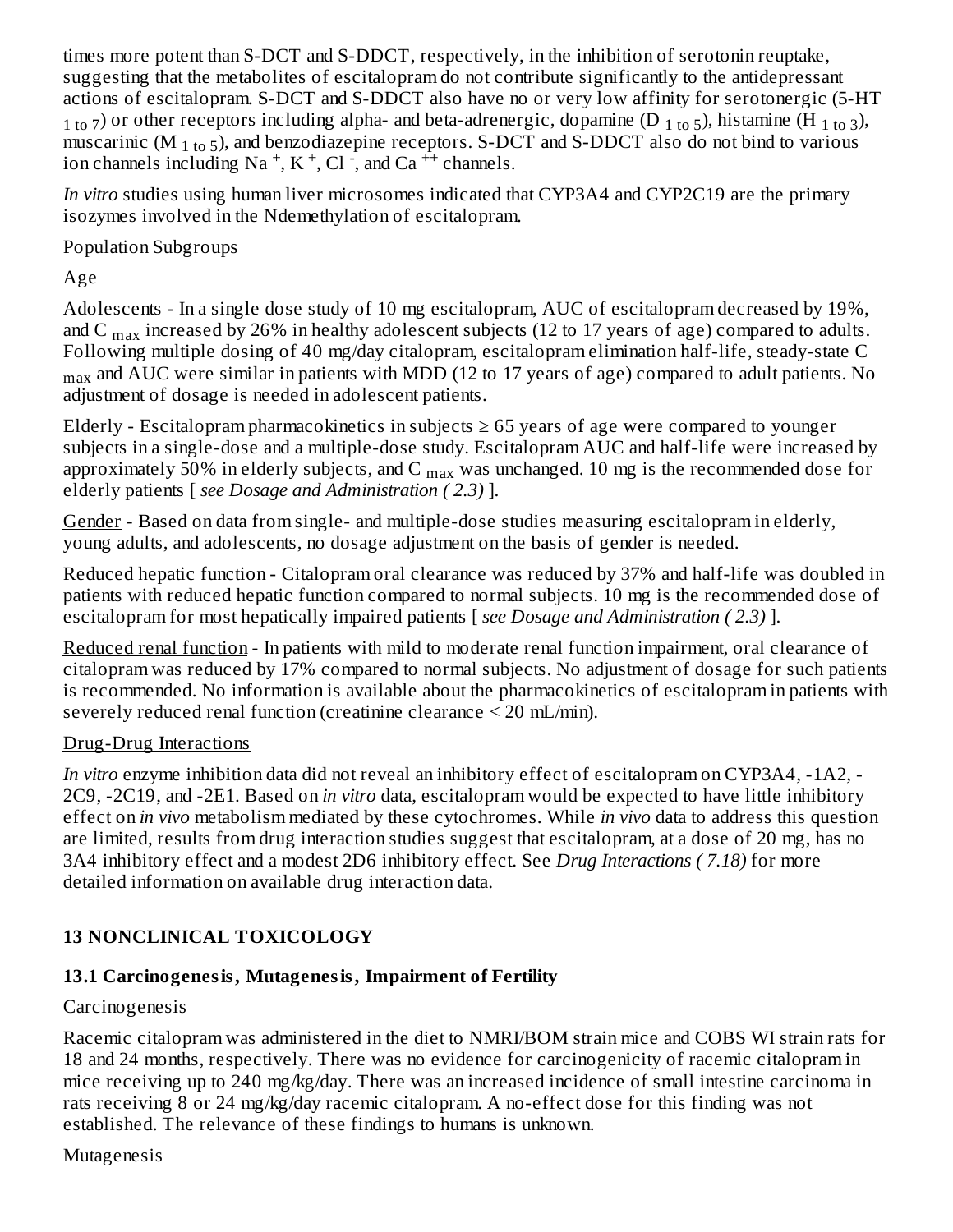times more potent than S-DCT and S-DDCT, respectively, in the inhibition of serotonin reuptake, suggesting that the metabolites of escitalopram do not contribute significantly to the antidepressant actions of escitalopram. S-DCT and S-DDCT also have no or very low affinity for serotonergic (5-HT $_{1 \text{ to } 7}$) or other receptors including alpha- and beta-adrenergic, dopamine ($D_{1 \text{ to } 5}$), histamine ($H_{1 \text{ to } 3}$), muscarinic ($M_{1 \text{ to } 5}$), and benzodiazepine receptors. S-DCT and S-DDCT also do not bind to various ion channels including $Na^+$, $K^+$, $Cl^-$, and $Ca^{++}$ channels.

*In vitro* studies using human liver microsomes indicated that CYP3A4 and CYP2C19 are the primary isozymes involved in the Ndemethylation of escitalopram.

Population Subgroups

Age

Adolescents - In a single dose study of 10 mg escitalopram, AUC of escitalopram decreased by 19%, and $C_{max}$ increased by 26% in healthy adolescent subjects (12 to 17 years of age) compared to adults. Following multiple dosing of 40 mg/day citalopram, escitalopram elimination half-life, steady-state $C_{max}$ and AUC were similar in patients with MDD (12 to 17 years of age) compared to adult patients. No adjustment of dosage is needed in adolescent patients.

Elderly - Escitalopram pharmacokinetics in subjects ≥ 65 years of age were compared to younger subjects in a single-dose and a multiple-dose study. Escitalopram AUC and half-life were increased by approximately 50% in elderly subjects, and $C_{max}$ was unchanged. 10 mg is the recommended dose for elderly patients [ *see Dosage and Administration ( 2.3)* ].

Gender - Based on data from single- and multiple-dose studies measuring escitalopram in elderly, young adults, and adolescents, no dosage adjustment on the basis of gender is needed.

Reduced hepatic function - Citalopram oral clearance was reduced by 37% and half-life was doubled in patients with reduced hepatic function compared to normal subjects. 10 mg is the recommended dose of escitalopram for most hepatically impaired patients [ *see Dosage and Administration ( 2.3)* ].

Reduced renal function - In patients with mild to moderate renal function impairment, oral clearance of citalopram was reduced by 17% compared to normal subjects. No adjustment of dosage for such patients is recommended. No information is available about the pharmacokinetics of escitalopram in patients with severely reduced renal function (creatinine clearance < 20 mL/min).

Drug-Drug Interactions

*In vitro* enzyme inhibition data did not reveal an inhibitory effect of escitalopram on CYP3A4, -1A2, -2C9, -2C19, and -2E1. Based on *in vitro* data, escitalopram would be expected to have little inhibitory effect on *in vivo* metabolism mediated by these cytochromes. While *in vivo* data to address this question are limited, results from drug interaction studies suggest that escitalopram, at a dose of 20 mg, has no 3A4 inhibitory effect and a modest 2D6 inhibitory effect. See *Drug Interactions ( 7.18)* for more detailed information on available drug interaction data.

## 13 NONCLINICAL TOXICOLOGY

### 13.1 Carcinogenesis, Mutagenesis, Impairment of Fertility

Carcinogenesis

Racemic citalopram was administered in the diet to NMRI/BOM strain mice and COBS WI strain rats for 18 and 24 months, respectively. There was no evidence for carcinogenicity of racemic citalopram in mice receiving up to 240 mg/kg/day. There was an increased incidence of small intestine carcinoma in rats receiving 8 or 24 mg/kg/day racemic citalopram. A no-effect dose for this finding was not established. The relevance of these findings to humans is unknown.

Mutagenesis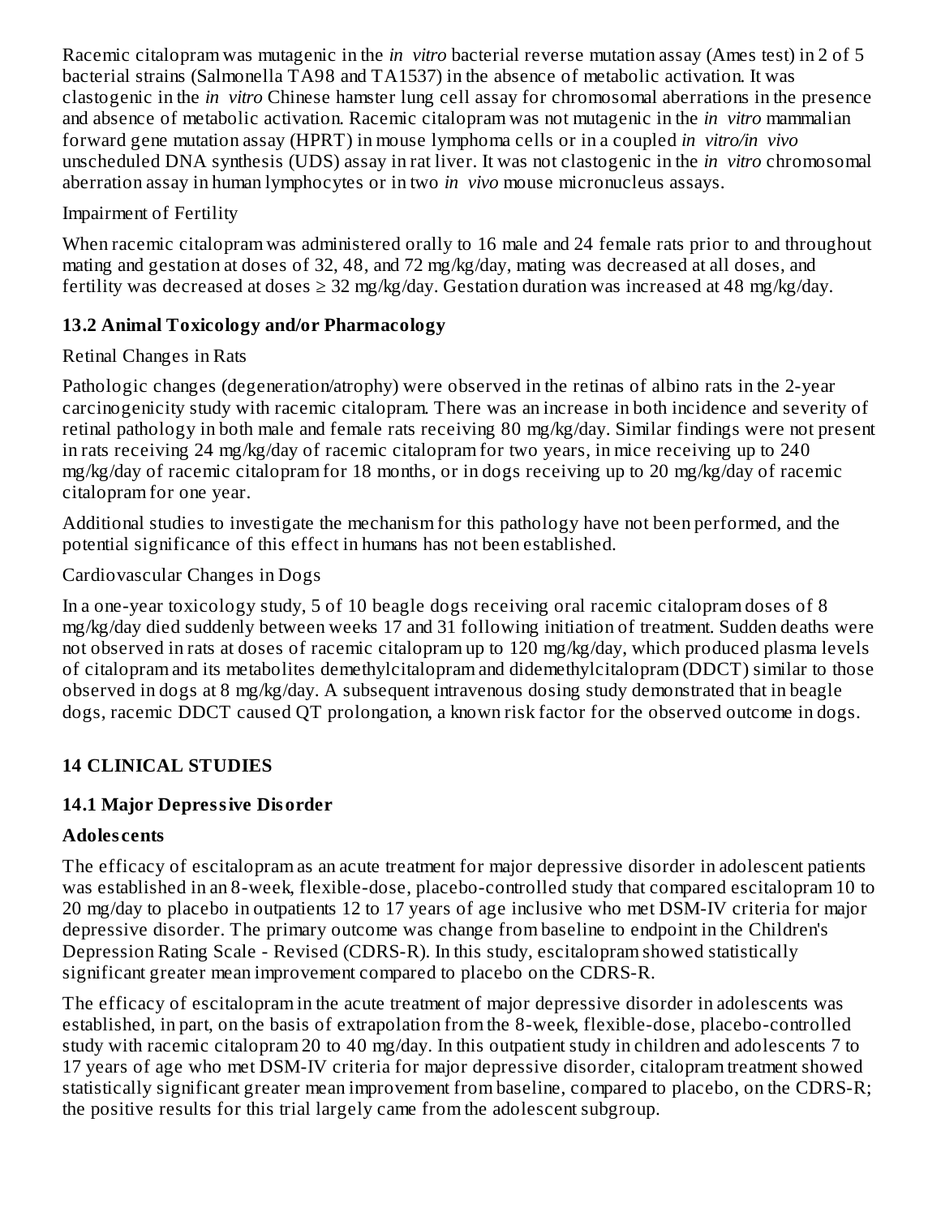Racemic citalopram was mutagenic in the *in vitro* bacterial reverse mutation assay (Ames test) in 2 of 5 bacterial strains (Salmonella TA98 and TA1537) in the absence of metabolic activation. It was clastogenic in the *in vitro* Chinese hamster lung cell assay for chromosomal aberrations in the presence and absence of metabolic activation. Racemic citalopram was not mutagenic in the *in vitro* mammalian forward gene mutation assay (HPRT) in mouse lymphoma cells or in a coupled *in vitro/in vivo* unscheduled DNA synthesis (UDS) assay in rat liver. It was not clastogenic in the *in vitro* chromosomal aberration assay in human lymphocytes or in two *in vivo* mouse micronucleus assays.

Impairment of Fertility

When racemic citalopram was administered orally to 16 male and 24 female rats prior to and throughout mating and gestation at doses of 32, 48, and 72 mg/kg/day, mating was decreased at all doses, and fertility was decreased at doses ≥ 32 mg/kg/day. Gestation duration was increased at 48 mg/kg/day.

### 13.2 Animal Toxicology and/or Pharmacology

Retinal Changes in Rats

Pathologic changes (degeneration/atrophy) were observed in the retinas of albino rats in the 2-year carcinogenicity study with racemic citalopram. There was an increase in both incidence and severity of retinal pathology in both male and female rats receiving 80 mg/kg/day. Similar findings were not present in rats receiving 24 mg/kg/day of racemic citalopram for two years, in mice receiving up to 240 mg/kg/day of racemic citalopram for 18 months, or in dogs receiving up to 20 mg/kg/day of racemic citalopram for one year.

Additional studies to investigate the mechanism for this pathology have not been performed, and the potential significance of this effect in humans has not been established.

Cardiovascular Changes in Dogs

In a one-year toxicology study, 5 of 10 beagle dogs receiving oral racemic citalopram doses of 8 mg/kg/day died suddenly between weeks 17 and 31 following initiation of treatment. Sudden deaths were not observed in rats at doses of racemic citalopram up to 120 mg/kg/day, which produced plasma levels of citalopram and its metabolites demethylcitalopram and didemethylcitalopram (DDCT) similar to those observed in dogs at 8 mg/kg/day. A subsequent intravenous dosing study demonstrated that in beagle dogs, racemic DDCT caused QT prolongation, a known risk factor for the observed outcome in dogs.

## 14 CLINICAL STUDIES

### 14.1 Major Depressive Disorder

**Adolescents**

The efficacy of escitalopram as an acute treatment for major depressive disorder in adolescent patients was established in an 8-week, flexible-dose, placebo-controlled study that compared escitalopram 10 to 20 mg/day to placebo in outpatients 12 to 17 years of age inclusive who met DSM-IV criteria for major depressive disorder. The primary outcome was change from baseline to endpoint in the Children's Depression Rating Scale - Revised (CDRS-R). In this study, escitalopram showed statistically significant greater mean improvement compared to placebo on the CDRS-R.

The efficacy of escitalopram in the acute treatment of major depressive disorder in adolescents was established, in part, on the basis of extrapolation from the 8-week, flexible-dose, placebo-controlled study with racemic citalopram 20 to 40 mg/day. In this outpatient study in children and adolescents 7 to 17 years of age who met DSM-IV criteria for major depressive disorder, citalopram treatment showed statistically significant greater mean improvement from baseline, compared to placebo, on the CDRS-R; the positive results for this trial largely came from the adolescent subgroup.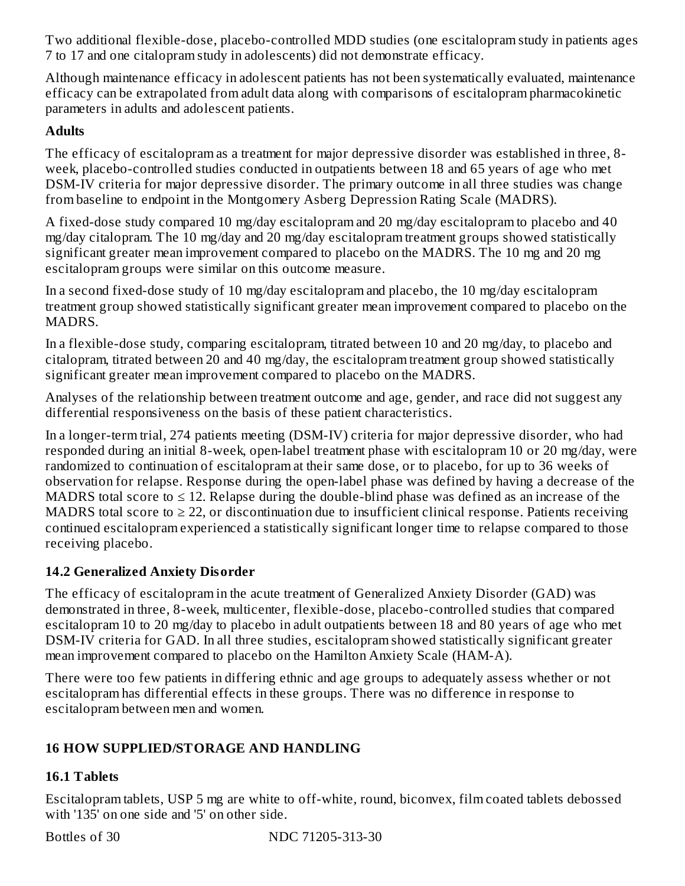Two additional flexible-dose, placebo-controlled MDD studies (one escitalopram study in patients ages 7 to 17 and one citalopram study in adolescents) did not demonstrate efficacy.

Although maintenance efficacy in adolescent patients has not been systematically evaluated, maintenance efficacy can be extrapolated from adult data along with comparisons of escitalopram pharmacokinetic parameters in adults and adolescent patients.

**Adults**

The efficacy of escitalopram as a treatment for major depressive disorder was established in three, 8-week, placebo-controlled studies conducted in outpatients between 18 and 65 years of age who met DSM-IV criteria for major depressive disorder. The primary outcome in all three studies was change from baseline to endpoint in the Montgomery Asberg Depression Rating Scale (MADRS).

A fixed-dose study compared 10 mg/day escitalopram and 20 mg/day escitalopram to placebo and 40 mg/day citalopram. The 10 mg/day and 20 mg/day escitalopram treatment groups showed statistically significant greater mean improvement compared to placebo on the MADRS. The 10 mg and 20 mg escitalopram groups were similar on this outcome measure.

In a second fixed-dose study of 10 mg/day escitalopram and placebo, the 10 mg/day escitalopram treatment group showed statistically significant greater mean improvement compared to placebo on the MADRS.

In a flexible-dose study, comparing escitalopram, titrated between 10 and 20 mg/day, to placebo and citalopram, titrated between 20 and 40 mg/day, the escitalopram treatment group showed statistically significant greater mean improvement compared to placebo on the MADRS.

Analyses of the relationship between treatment outcome and age, gender, and race did not suggest any differential responsiveness on the basis of these patient characteristics.

In a longer-term trial, 274 patients meeting (DSM-IV) criteria for major depressive disorder, who had responded during an initial 8-week, open-label treatment phase with escitalopram 10 or 20 mg/day, were randomized to continuation of escitalopram at their same dose, or to placebo, for up to 36 weeks of observation for relapse. Response during the open-label phase was defined by having a decrease of the MADRS total score to ≤ 12. Relapse during the double-blind phase was defined as an increase of the MADRS total score to ≥ 22, or discontinuation due to insufficient clinical response. Patients receiving continued escitalopram experienced a statistically significant longer time to relapse compared to those receiving placebo.

### 14.2 Generalized Anxiety Disorder

The efficacy of escitalopram in the acute treatment of Generalized Anxiety Disorder (GAD) was demonstrated in three, 8-week, multicenter, flexible-dose, placebo-controlled studies that compared escitalopram 10 to 20 mg/day to placebo in adult outpatients between 18 and 80 years of age who met DSM-IV criteria for GAD. In all three studies, escitalopram showed statistically significant greater mean improvement compared to placebo on the Hamilton Anxiety Scale (HAM-A).

There were too few patients in differing ethnic and age groups to adequately assess whether or not escitalopram has differential effects in these groups. There was no difference in response to escitalopram between men and women.

## 16 HOW SUPPLIED/STORAGE AND HANDLING

### 16.1 Tablets

Escitalopram tablets, USP 5 mg are white to off-white, round, biconvex, film coated tablets debossed with '135' on one side and '5' on other side.

Bottles of 30 NDC 71205-313-30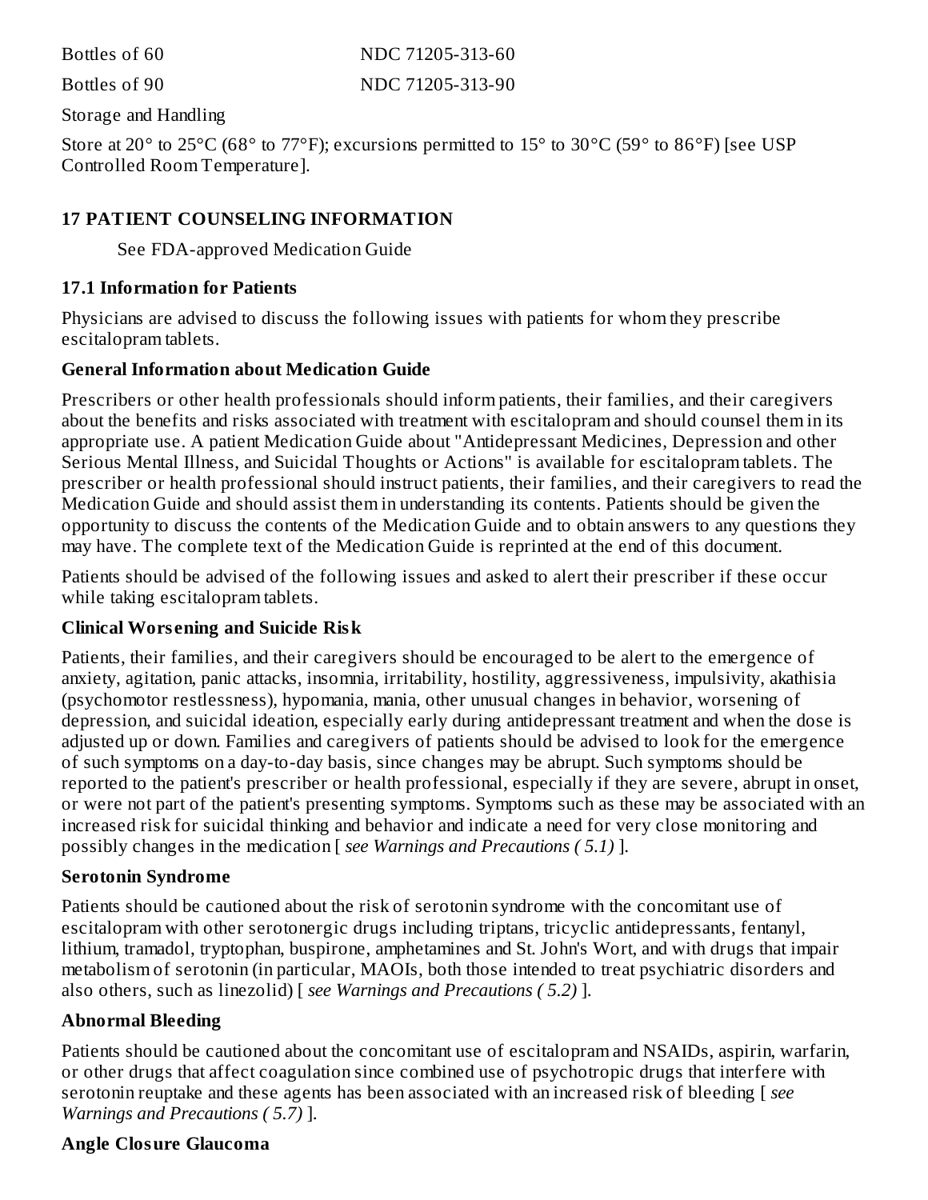| | |
|---|---|
| Bottles of 60 | NDC 71205-313-60 |
| Bottles of 90 | NDC 71205-313-90 |

Storage and Handling

Store at 20° to 25°C (68° to 77°F); excursions permitted to 15° to 30°C (59° to 86°F) [see USP Controlled Room Temperature].

## 17 PATIENT COUNSELING INFORMATION

See FDA-approved Medication Guide

### 17.1 Information for Patients

Physicians are advised to discuss the following issues with patients for whom they prescribe escitalopram tablets.

**General Information about Medication Guide**

Prescribers or other health professionals should inform patients, their families, and their caregivers about the benefits and risks associated with treatment with escitalopram and should counsel them in its appropriate use. A patient Medication Guide about "Antidepressant Medicines, Depression and other Serious Mental Illness, and Suicidal Thoughts or Actions" is available for escitalopram tablets. The prescriber or health professional should instruct patients, their families, and their caregivers to read the Medication Guide and should assist them in understanding its contents. Patients should be given the opportunity to discuss the contents of the Medication Guide and to obtain answers to any questions they may have. The complete text of the Medication Guide is reprinted at the end of this document.

Patients should be advised of the following issues and asked to alert their prescriber if these occur while taking escitalopram tablets.

**Clinical Worsening and Suicide Risk**

Patients, their families, and their caregivers should be encouraged to be alert to the emergence of anxiety, agitation, panic attacks, insomnia, irritability, hostility, aggressiveness, impulsivity, akathisia (psychomotor restlessness), hypomania, mania, other unusual changes in behavior, worsening of depression, and suicidal ideation, especially early during antidepressant treatment and when the dose is adjusted up or down. Families and caregivers of patients should be advised to look for the emergence of such symptoms on a day-to-day basis, since changes may be abrupt. Such symptoms should be reported to the patient's prescriber or health professional, especially if they are severe, abrupt in onset, or were not part of the patient's presenting symptoms. Symptoms such as these may be associated with an increased risk for suicidal thinking and behavior and indicate a need for very close monitoring and possibly changes in the medication [ *see Warnings and Precautions ( 5.1)* ].

**Serotonin Syndrome**

Patients should be cautioned about the risk of serotonin syndrome with the concomitant use of escitalopram with other serotonergic drugs including triptans, tricyclic antidepressants, fentanyl, lithium, tramadol, tryptophan, buspirone, amphetamines and St. John's Wort, and with drugs that impair metabolism of serotonin (in particular, MAOIs, both those intended to treat psychiatric disorders and also others, such as linezolid) [ *see Warnings and Precautions ( 5.2)* ].

**Abnormal Bleeding**

Patients should be cautioned about the concomitant use of escitalopram and NSAIDs, aspirin, warfarin, or other drugs that affect coagulation since combined use of psychotropic drugs that interfere with serotonin reuptake and these agents has been associated with an increased risk of bleeding [ *see Warnings and Precautions ( 5.7)* ].

**Angle Closure Glaucoma**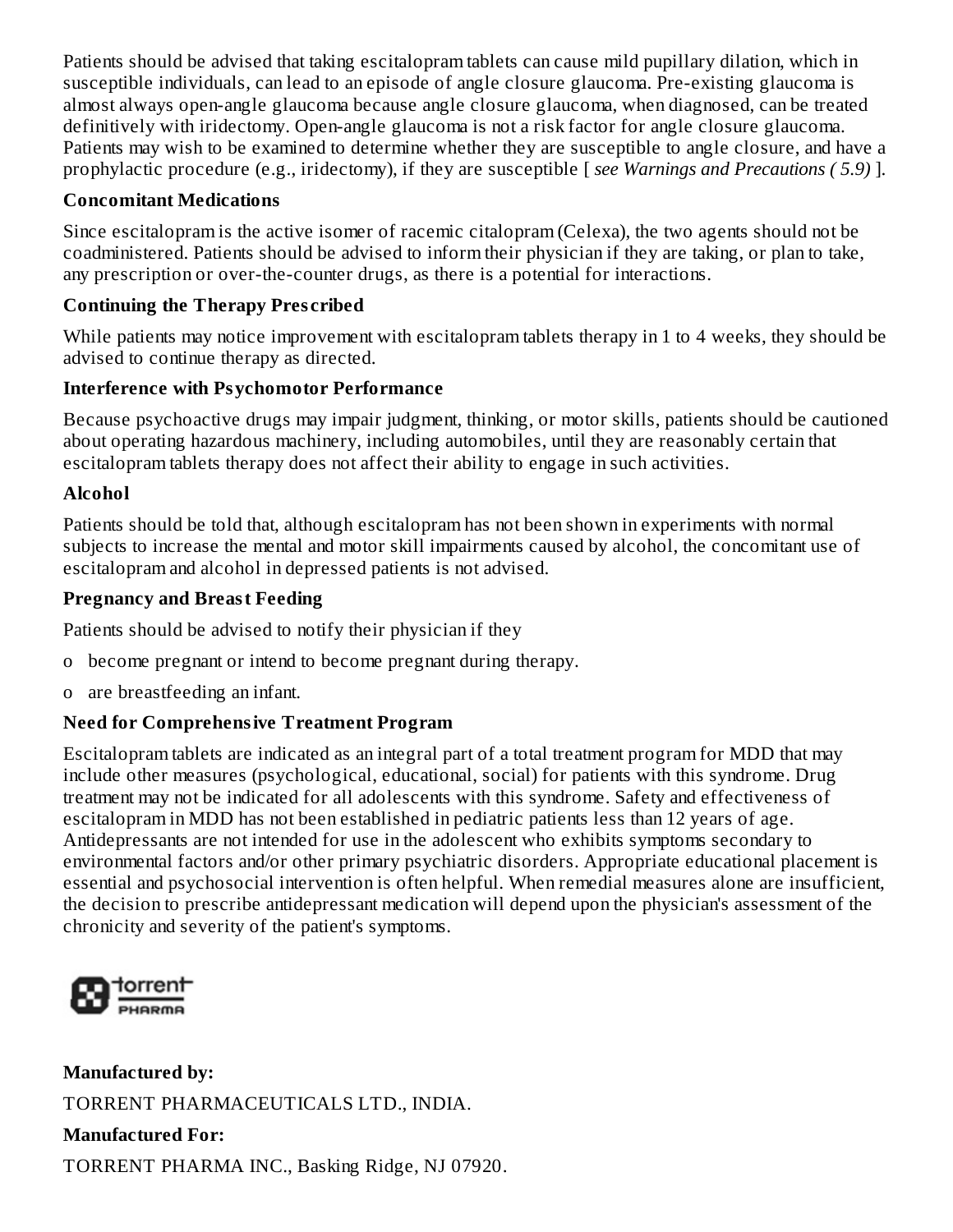Patients should be advised that taking escitalopram tablets can cause mild pupillary dilation, which in susceptible individuals, can lead to an episode of angle closure glaucoma. Pre-existing glaucoma is almost always open-angle glaucoma because angle closure glaucoma, when diagnosed, can be treated definitively with iridectomy. Open-angle glaucoma is not a risk factor for angle closure glaucoma. Patients may wish to be examined to determine whether they are susceptible to angle closure, and have a prophylactic procedure (e.g., iridectomy), if they are susceptible [ *see Warnings and Precautions ( 5.9)* ].

**Concomitant Medications**

Since escitalopram is the active isomer of racemic citalopram (Celexa), the two agents should not be coadministered. Patients should be advised to inform their physician if they are taking, or plan to take, any prescription or over-the-counter drugs, as there is a potential for interactions.

**Continuing the Therapy Prescribed**

While patients may notice improvement with escitalopram tablets therapy in 1 to 4 weeks, they should be advised to continue therapy as directed.

**Interference with Psychomotor Performance**

Because psychoactive drugs may impair judgment, thinking, or motor skills, patients should be cautioned about operating hazardous machinery, including automobiles, until they are reasonably certain that escitalopram tablets therapy does not affect their ability to engage in such activities.

**Alcohol**

Patients should be told that, although escitalopram has not been shown in experiments with normal subjects to increase the mental and motor skill impairments caused by alcohol, the concomitant use of escitalopram and alcohol in depressed patients is not advised.

**Pregnancy and Breast Feeding**

Patients should be advised to notify their physician if they

- become pregnant or intend to become pregnant during therapy.
- are breastfeeding an infant.

**Need for Comprehensive Treatment Program**

Escitalopram tablets are indicated as an integral part of a total treatment program for MDD that may include other measures (psychological, educational, social) for patients with this syndrome. Drug treatment may not be indicated for all adolescents with this syndrome. Safety and effectiveness of escitalopram in MDD has not been established in pediatric patients less than 12 years of age. Antidepressants are not intended for use in the adolescent who exhibits symptoms secondary to environmental factors and/or other primary psychiatric disorders. Appropriate educational placement is essential and psychosocial intervention is often helpful. When remedial measures alone are insufficient, the decision to prescribe antidepressant medication will depend upon the physician's assessment of the chronicity and severity of the patient's symptoms.

torrent PHARMA

**Manufactured by:**

TORRENT PHARMACEUTICALS LTD., INDIA.

**Manufactured For:**

TORRENT PHARMA INC., Basking Ridge, NJ 07920.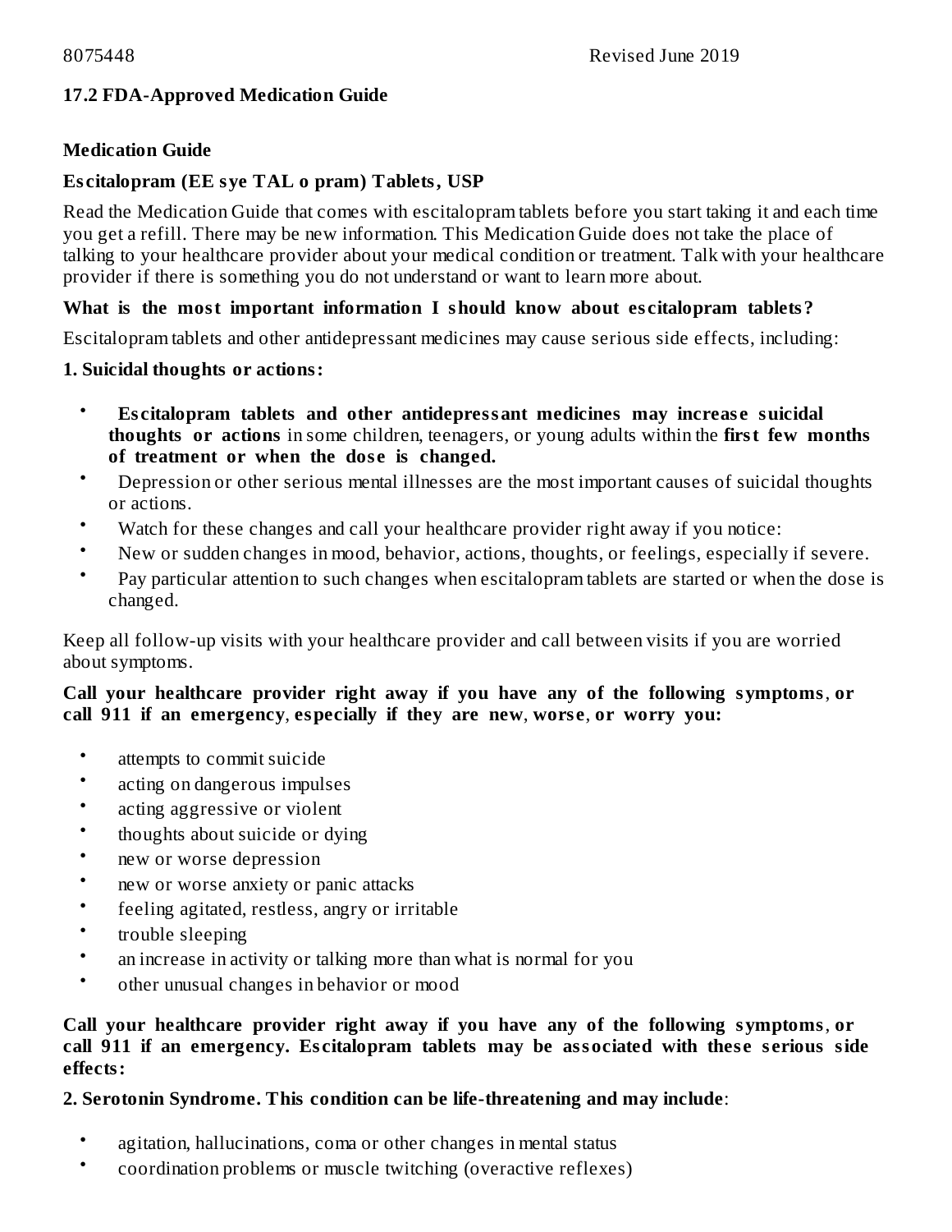8075448 Revised June 2019

### 17.2 FDA-Approved Medication Guide

**Medication Guide**

**Escitalopram (EE sye TAL o pram) Tablets, USP**

Read the Medication Guide that comes with escitalopram tablets before you start taking it and each time you get a refill. There may be new information. This Medication Guide does not take the place of talking to your healthcare provider about your medical condition or treatment. Talk with your healthcare provider if there is something you do not understand or want to learn more about.

**What is the most important information I should know about escitalopram tablets?**

Escitalopram tablets and other antidepressant medicines may cause serious side effects, including:

**1. Suicidal thoughts or actions:**

- **Escitalopram tablets and other antidepressant medicines may increase suicidal thoughts or actions** in some children, teenagers, or young adults within the **first few months of treatment or when the dose is changed.**
- Depression or other serious mental illnesses are the most important causes of suicidal thoughts or actions.
- Watch for these changes and call your healthcare provider right away if you notice:
- New or sudden changes in mood, behavior, actions, thoughts, or feelings, especially if severe.
- Pay particular attention to such changes when escitalopram tablets are started or when the dose is changed.

Keep all follow-up visits with your healthcare provider and call between visits if you are worried about symptoms.

**Call your healthcare provider right away if you have any of the following symptoms, or call 911 if an emergency, especially if they are new, worse, or worry you:**

- attempts to commit suicide
- acting on dangerous impulses
- acting aggressive or violent
- thoughts about suicide or dying
- new or worse depression
- new or worse anxiety or panic attacks
- feeling agitated, restless, angry or irritable
- trouble sleeping
- an increase in activity or talking more than what is normal for you
- other unusual changes in behavior or mood

**Call your healthcare provider right away if you have any of the following symptoms, or call 911 if an emergency. Escitalopram tablets may be associated with these serious side effects:**

**2. Serotonin Syndrome. This condition can be life-threatening and may include**:

- agitation, hallucinations, coma or other changes in mental status
- coordination problems or muscle twitching (overactive reflexes)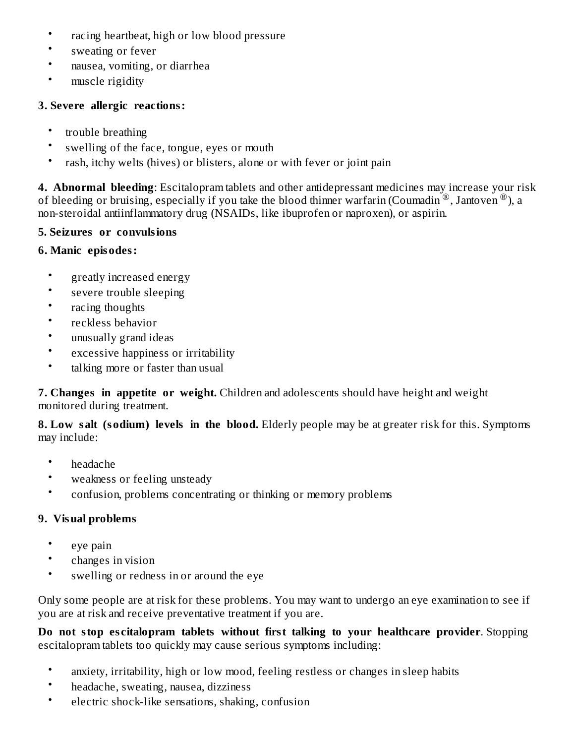- racing heartbeat, high or low blood pressure
- sweating or fever
- nausea, vomiting, or diarrhea
- muscle rigidity

**3. Severe allergic reactions:**

- trouble breathing
- swelling of the face, tongue, eyes or mouth
- rash, itchy welts (hives) or blisters, alone or with fever or joint pain

**4. Abnormal bleeding**: Escitalopram tablets and other antidepressant medicines may increase your risk of bleeding or bruising, especially if you take the blood thinner warfarin (Coumadin®, Jantoven®), a non-steroidal antiinflammatory drug (NSAIDs, like ibuprofen or naproxen), or aspirin.

**5. Seizures or convulsions**

**6. Manic episodes:**

- greatly increased energy
- severe trouble sleeping
- racing thoughts
- reckless behavior
- unusually grand ideas
- excessive happiness or irritability
- talking more or faster than usual

**7. Changes in appetite or weight.** Children and adolescents should have height and weight monitored during treatment.

**8. Low salt (sodium) levels in the blood.** Elderly people may be at greater risk for this. Symptoms may include:

- headache
- weakness or feeling unsteady
- confusion, problems concentrating or thinking or memory problems

**9. Visual problems**

- eye pain
- changes in vision
- swelling or redness in or around the eye

Only some people are at risk for these problems. You may want to undergo an eye examination to see if you are at risk and receive preventative treatment if you are.

**Do not stop escitalopram tablets without first talking to your healthcare provider**. Stopping escitalopram tablets too quickly may cause serious symptoms including:

- anxiety, irritability, high or low mood, feeling restless or changes in sleep habits
- headache, sweating, nausea, dizziness
- electric shock-like sensations, shaking, confusion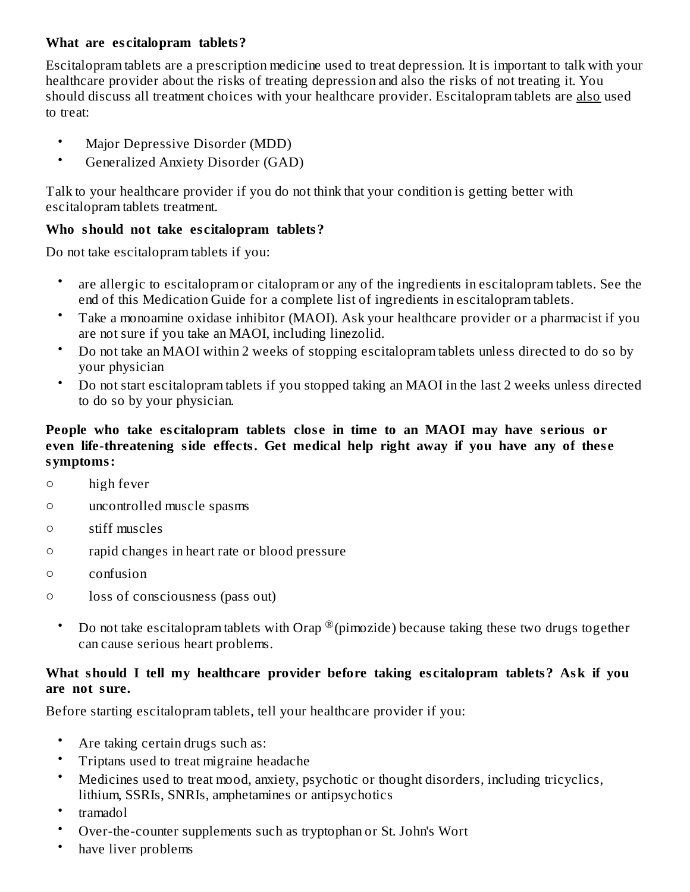**What are escitalopram tablets?**

Escitalopram tablets are a prescription medicine used to treat depression. It is important to talk with your healthcare provider about the risks of treating depression and also the risks of not treating it. You should discuss all treatment choices with your healthcare provider. Escitalopram tablets are <u>also</u> used to treat:

- Major Depressive Disorder (MDD)
- Generalized Anxiety Disorder (GAD)

Talk to your healthcare provider if you do not think that your condition is getting better with escitalopram tablets treatment.

**Who should not take escitalopram tablets?**

Do not take escitalopram tablets if you:

- are allergic to escitalopram or citalopram or any of the ingredients in escitalopram tablets. See the end of this Medication Guide for a complete list of ingredients in escitalopram tablets.
- Take a monoamine oxidase inhibitor (MAOI). Ask your healthcare provider or a pharmacist if you are not sure if you take an MAOI, including linezolid.
- Do not take an MAOI within 2 weeks of stopping escitalopram tablets unless directed to do so by your physician
- Do not start escitalopram tablets if you stopped taking an MAOI in the last 2 weeks unless directed to do so by your physician.

**People who take escitalopram tablets close in time to an MAOI may have serious or even life-threatening side effects. Get medical help right away if you have any of these symptoms:**

- high fever
- uncontrolled muscle spasms
- stiff muscles
- rapid changes in heart rate or blood pressure
- confusion
- loss of consciousness (pass out)

- Do not take escitalopram tablets with Orap® (pimozide) because taking these two drugs together can cause serious heart problems.

**What should I tell my healthcare provider before taking escitalopram tablets? Ask if you are not sure.**

Before starting escitalopram tablets, tell your healthcare provider if you:

- Are taking certain drugs such as:
- Triptans used to treat migraine headache
- Medicines used to treat mood, anxiety, psychotic or thought disorders, including tricyclics, lithium, SSRIs, SNRIs, amphetamines or antipsychotics
- tramadol
- Over-the-counter supplements such as tryptophan or St. John's Wort
- have liver problems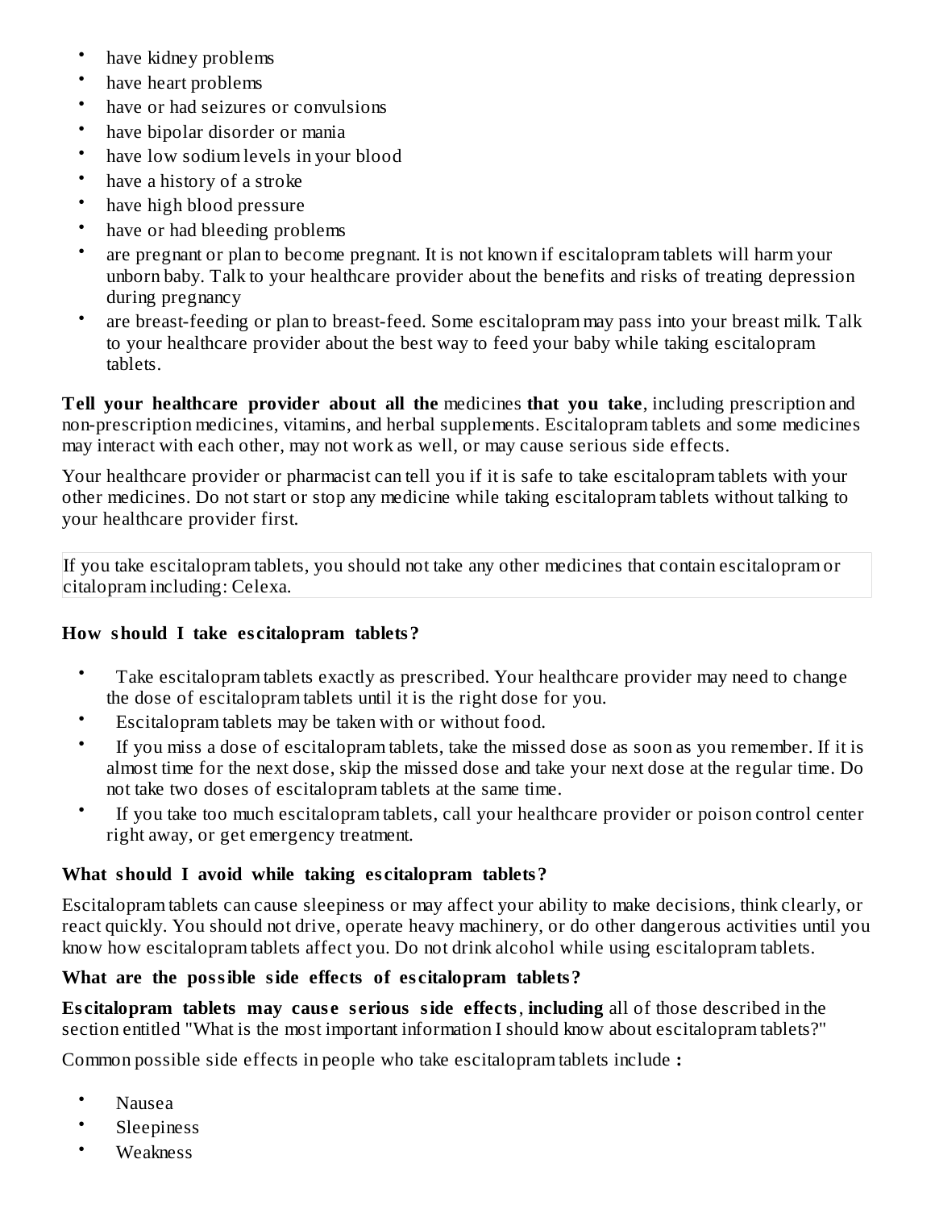- have kidney problems
- have heart problems
- have or had seizures or convulsions
- have bipolar disorder or mania
- have low sodium levels in your blood
- have a history of a stroke
- have high blood pressure
- have or had bleeding problems
- are pregnant or plan to become pregnant. It is not known if escitalopram tablets will harm your unborn baby. Talk to your healthcare provider about the benefits and risks of treating depression during pregnancy
- are breast-feeding or plan to breast-feed. Some escitalopram may pass into your breast milk. Talk to your healthcare provider about the best way to feed your baby while taking escitalopram tablets.

**Tell your healthcare provider about all the** medicines **that you take**, including prescription and non-prescription medicines, vitamins, and herbal supplements. Escitalopram tablets and some medicines may interact with each other, may not work as well, or may cause serious side effects.

Your healthcare provider or pharmacist can tell you if it is safe to take escitalopram tablets with your other medicines. Do not start or stop any medicine while taking escitalopram tablets without talking to your healthcare provider first.

If you take escitalopram tablets, you should not take any other medicines that contain escitalopram or citalopram including: Celexa.

**How should I take escitalopram tablets?**

- Take escitalopram tablets exactly as prescribed. Your healthcare provider may need to change the dose of escitalopram tablets until it is the right dose for you.
- Escitalopram tablets may be taken with or without food.
- If you miss a dose of escitalopram tablets, take the missed dose as soon as you remember. If it is almost time for the next dose, skip the missed dose and take your next dose at the regular time. Do not take two doses of escitalopram tablets at the same time.
- If you take too much escitalopram tablets, call your healthcare provider or poison control center right away, or get emergency treatment.

**What should I avoid while taking escitalopram tablets?**

Escitalopram tablets can cause sleepiness or may affect your ability to make decisions, think clearly, or react quickly. You should not drive, operate heavy machinery, or do other dangerous activities until you know how escitalopram tablets affect you. Do not drink alcohol while using escitalopram tablets.

**What are the possible side effects of escitalopram tablets?**

**Escitalopram tablets may cause serious side effects**, **including** all of those described in the section entitled "What is the most important information I should know about escitalopram tablets?"

Common possible side effects in people who take escitalopram tablets include **:**

- Nausea
- Sleepiness
- Weakness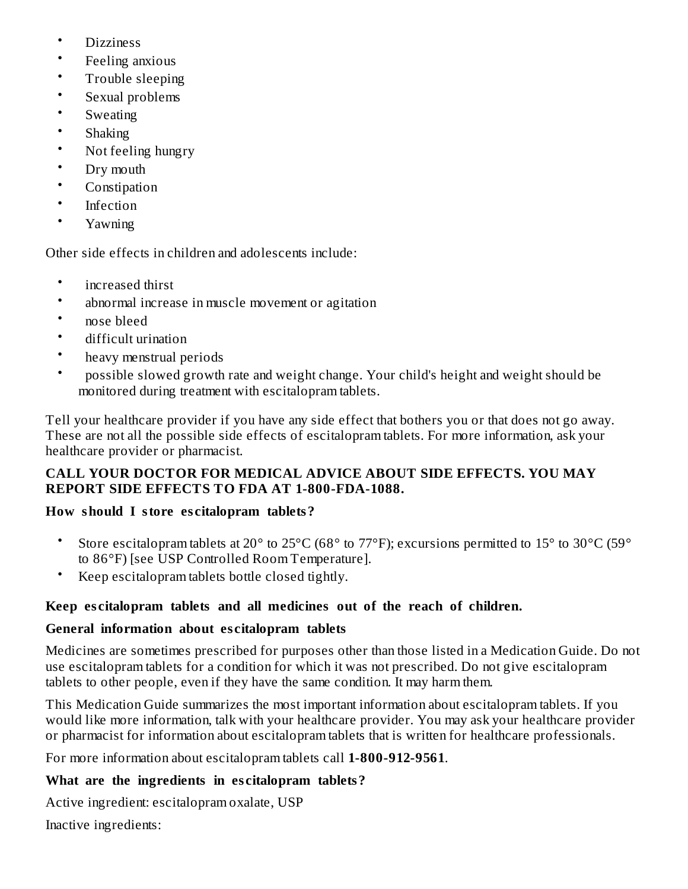- Dizziness
- Feeling anxious
- Trouble sleeping
- Sexual problems
- Sweating
- Shaking
- Not feeling hungry
- Dry mouth
- Constipation
- Infection
- Yawning

Other side effects in children and adolescents include:

- increased thirst
- abnormal increase in muscle movement or agitation
- nose bleed
- difficult urination
- heavy menstrual periods
- possible slowed growth rate and weight change. Your child's height and weight should be monitored during treatment with escitalopram tablets.

Tell your healthcare provider if you have any side effect that bothers you or that does not go away. These are not all the possible side effects of escitalopram tablets. For more information, ask your healthcare provider or pharmacist.

**CALL YOUR DOCTOR FOR MEDICAL ADVICE ABOUT SIDE EFFECTS. YOU MAY REPORT SIDE EFFECTS TO FDA AT 1-800-FDA-1088.**

**How should I store escitalopram tablets?**

- Store escitalopram tablets at 20° to 25°C (68° to 77°F); excursions permitted to 15° to 30°C (59° to 86°F) [see USP Controlled Room Temperature].
- Keep escitalopram tablets bottle closed tightly.

**Keep escitalopram tablets and all medicines out of the reach of children.**

**General information about escitalopram tablets**

Medicines are sometimes prescribed for purposes other than those listed in a Medication Guide. Do not use escitalopram tablets for a condition for which it was not prescribed. Do not give escitalopram tablets to other people, even if they have the same condition. It may harm them.

This Medication Guide summarizes the most important information about escitalopram tablets. If you would like more information, talk with your healthcare provider. You may ask your healthcare provider or pharmacist for information about escitalopram tablets that is written for healthcare professionals.

For more information about escitalopram tablets call **1-800-912-9561**.

**What are the ingredients in escitalopram tablets?**

Active ingredient: escitalopram oxalate, USP

Inactive ingredients: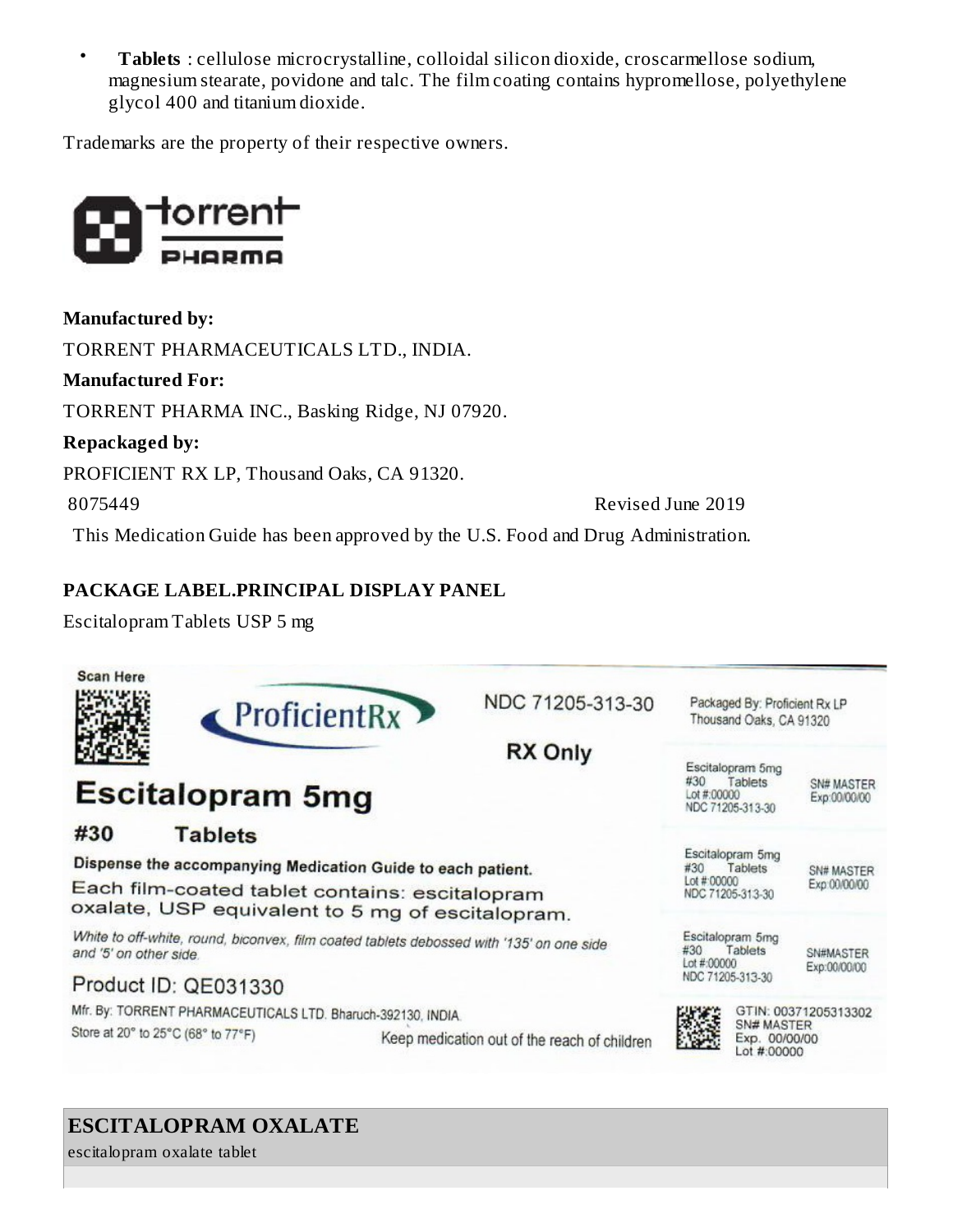- **Tablets** : cellulose microcrystalline, colloidal silicon dioxide, croscarmellose sodium, magnesium stearate, povidone and talc. The film coating contains hypromellose, polyethylene glycol 400 and titanium dioxide.

Trademarks are the property of their respective owners.

torrent PHARMA

**Manufactured by:**

TORRENT PHARMACEUTICALS LTD., INDIA.

**Manufactured For:**

TORRENT PHARMA INC., Basking Ridge, NJ 07920.

**Repackaged by:**

PROFICIENT RX LP, Thousand Oaks, CA 91320.

8075449 Revised June 2019

This Medication Guide has been approved by the U.S. Food and Drug Administration.

**PACKAGE LABEL.PRINCIPAL DISPLAY PANEL**

Escitalopram Tablets USP 5 mg

Scan Here

ProficientRx

NDC 71205-313-30

RX Only

**Escitalopram 5mg**

**#30 Tablets**

**Dispense the accompanying Medication Guide to each patient.**

Each film-coated tablet contains: escitalopram oxalate, USP equivalent to 5 mg of escitalopram.

*White to off-white, round, biconvex, film coated tablets debossed with '135' on one side and '5' on other side.*

Product ID: QE031330

Mfr. By: TORRENT PHARMACEUTICALS LTD. Bharuch-392130, INDIA.

Store at 20° to 25°C (68° to 77°F)

Keep medication out of the reach of children

Packaged By: Proficient Rx LP
Thousand Oaks, CA 91320

Escitalopram 5mg
#30 Tablets
Lot #:00000
NDC 71205-313-30
SN# MASTER
Exp:00/00/00

Escitalopram 5mg
#30 Tablets
Lot #:00000
NDC 71205-313-30
SN# MASTER
Exp:00/00/00

Escitalopram 5mg
#30 Tablets
Lot #:00000
NDC 71205-313-30
SN#MASTER
Exp:00/00/00

GTIN: 00371205313302
SN# MASTER
Exp. 00/00/00
Lot #:00000

## ESCITALOPRAM OXALATE

escitalopram oxalate tablet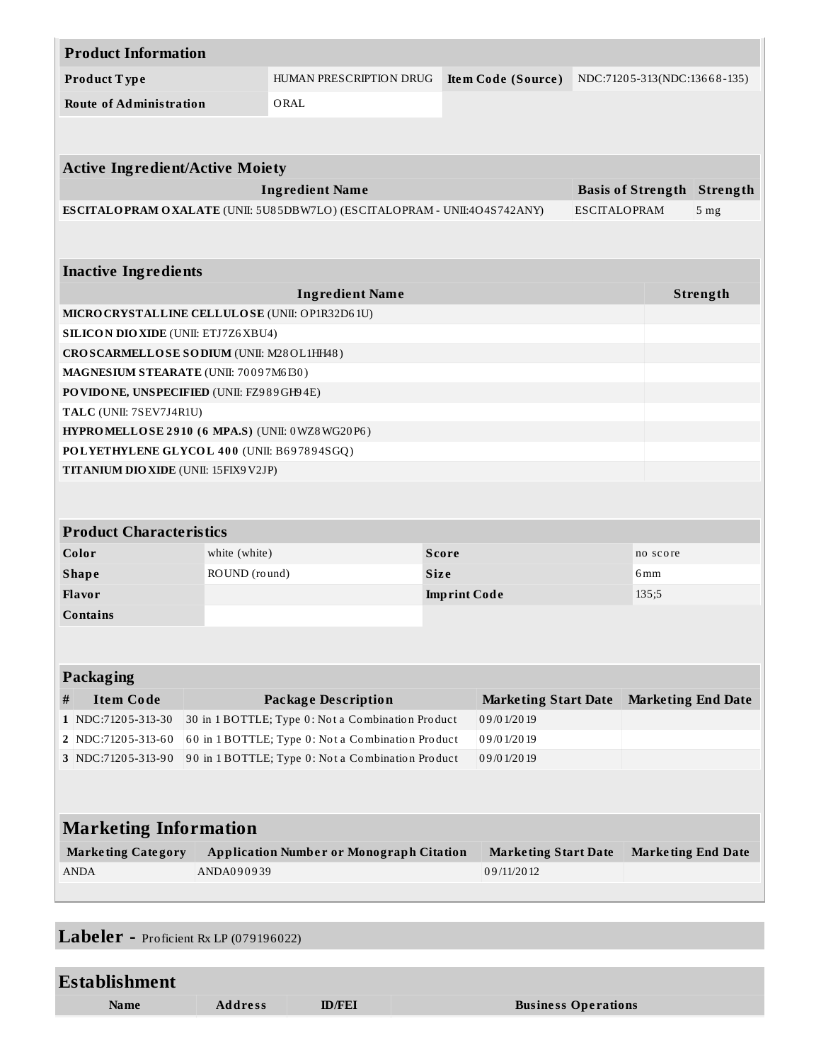| **Product Information** | | | |
|---|---|---|---|
| **Product Type** | HUMAN PRESCRIPTION DRUG | **Item Code (Source)** | NDC:71205-313(NDC:13668-135) |
| **Route of Administration** | ORAL | | |

| **Active Ingredient/Active Moiety** | | |
|---|---|---|
| **Ingredient Name** | **Basis of Strength** | **Strength** |
| **ESCITALOPRAM OXALATE** (UNII: 5U85DBW7LO) (ESCITALOPRAM - UNII:4O4S742ANY) | ESCITALOPRAM | 5 mg |

| **Inactive Ingredients** | |
|---|---|
| **Ingredient Name** | **Strength** |
| **MICROCRYSTALLINE CELLULOSE** (UNII: OP1R32D61U) | |
| **SILICON DIOXIDE** (UNII: ETJ7Z6XBU4) | |
| **CROSCARMELLOSE SODIUM** (UNII: M28OL1HH48) | |
| **MAGNESIUM STEARATE** (UNII: 70097M6I30) | |
| **POVIDONE, UNSPECIFIED** (UNII: FZ989GH94E) | |
| **TALC** (UNII: 7SEV7J4R1U) | |
| **HYPROMELLOSE 2910 (6 MPA.S)** (UNII: 0WZ8WG20P6) | |
| **POLYETHYLENE GLYCOL 400** (UNII: B697894SGQ) | |
| **TITANIUM DIOXIDE** (UNII: 15FIX9V2JP) | |

| **Product Characteristics** | | | |
|---|---|---|---|
| **Color** | white (white) | **Score** | no score |
| **Shape** | ROUND (round) | **Size** | 6mm |
| **Flavor** | | **Imprint Code** | 135;5 |
| **Contains** | | | |

| **Packaging** | | | | |
|---|---|---|---|---|
| **#** | **Item Code** | **Package Description** | **Marketing Start Date** | **Marketing End Date** |
| **1** | NDC:71205-313-30 | 30 in 1 BOTTLE; Type 0: Not a Combination Product | 09/01/2019 | |
| **2** | NDC:71205-313-60 | 60 in 1 BOTTLE; Type 0: Not a Combination Product | 09/01/2019 | |
| **3** | NDC:71205-313-90 | 90 in 1 BOTTLE; Type 0: Not a Combination Product | 09/01/2019 | |

| **Marketing Information** | | | |
|---|---|---|---|
| **Marketing Category** | **Application Number or Monograph Citation** | **Marketing Start Date** | **Marketing End Date** |
| ANDA | ANDA090939 | 09/11/2012 | |

## Labeler - Proficient Rx LP (079196022)

| **Establishment** | | | |
|---|---|---|---|
| **Name** | **Address** | **ID/FEI** | **Business Operations** |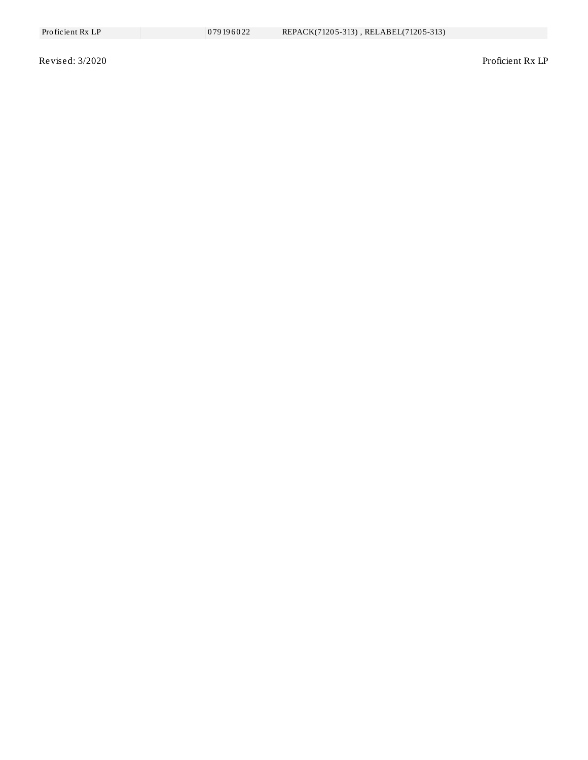| | | | |
|---|---|---|---|
| Proficient Rx LP | | 079196022 | REPACK(71205-313) , RELABEL(71205-313) |

Revised: 3/2020

Proficient Rx LP